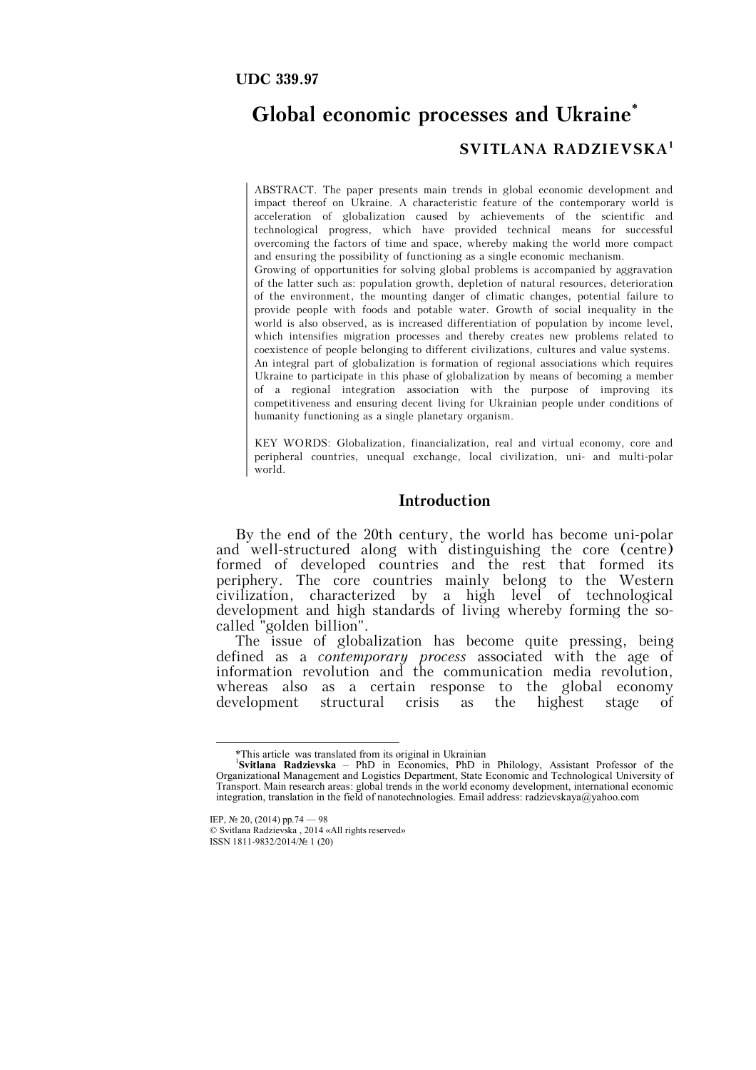**UDC 339.97**

# Global economic processes and Ukraine*

## SVITLANA RADZIEVSKA[1]

ABSTRACT. The paper presents main trends in global economic development and impact thereof on Ukraine. A characteristic feature of the contemporary world is acceleration of globalization caused by achievements of the scientific and technological progress, which have provided technical means for successful overcoming the factors of time and space, whereby making the world more compact and ensuring the possibility of functioning as a single economic mechanism.

Growing of opportunities for solving global problems is accompanied by aggravation of the latter such as: population growth, depletion of natural resources, deterioration of the environment, the mounting danger of climatic changes, potential failure to provide people with foods and potable water. Growth of social inequality in the world is also observed, as is increased differentiation of population by income level, which intensifies migration processes and thereby creates new problems related to coexistence of people belonging to different civilizations, cultures and value systems.

An integral part of globalization is formation of regional associations which requires Ukraine to participate in this phase of globalization by means of becoming a member of a regional integration association with the purpose of improving its competitiveness and ensuring decent living for Ukrainian people under conditions of humanity functioning as a single planetary organism.

KEY WORDS: Globalization, financialization, real and virtual economy, core and peripheral countries, unequal exchange, local civilization, uni- and multi-polar world.

## Introduction

By the end of the 20th century, the world has become uni-polar and well-structured along with distinguishing the core (centre) formed of developed countries and the rest that formed its periphery. The core countries mainly belong to the Western civilization, characterized by a high level of technological development and high standards of living whereby forming the so-called "golden billion".

The issue of globalization has become quite pressing, being defined as a *contemporary process* associated with the age of information revolution and the communication media revolution, whereas also as a certain response to the global economy development structural crisis as the highest stage of

---

*This article was translated from its original in Ukrainian

[1]**Svitlana Radzievska** – PhD in Economics, PhD in Philology, Assistant Professor of the Organizational Management and Logistics Department, State Economic and Technological University of Transport. Main research areas: global trends in the world economy development, international economic integration, translation in the field of nanotechnologies. Email address: radzievskaya@yahoo.com

© Svitlana Radzievska , 2014 «All rights reserved»
ISSN 1811-9832/2014/№ 1 (20)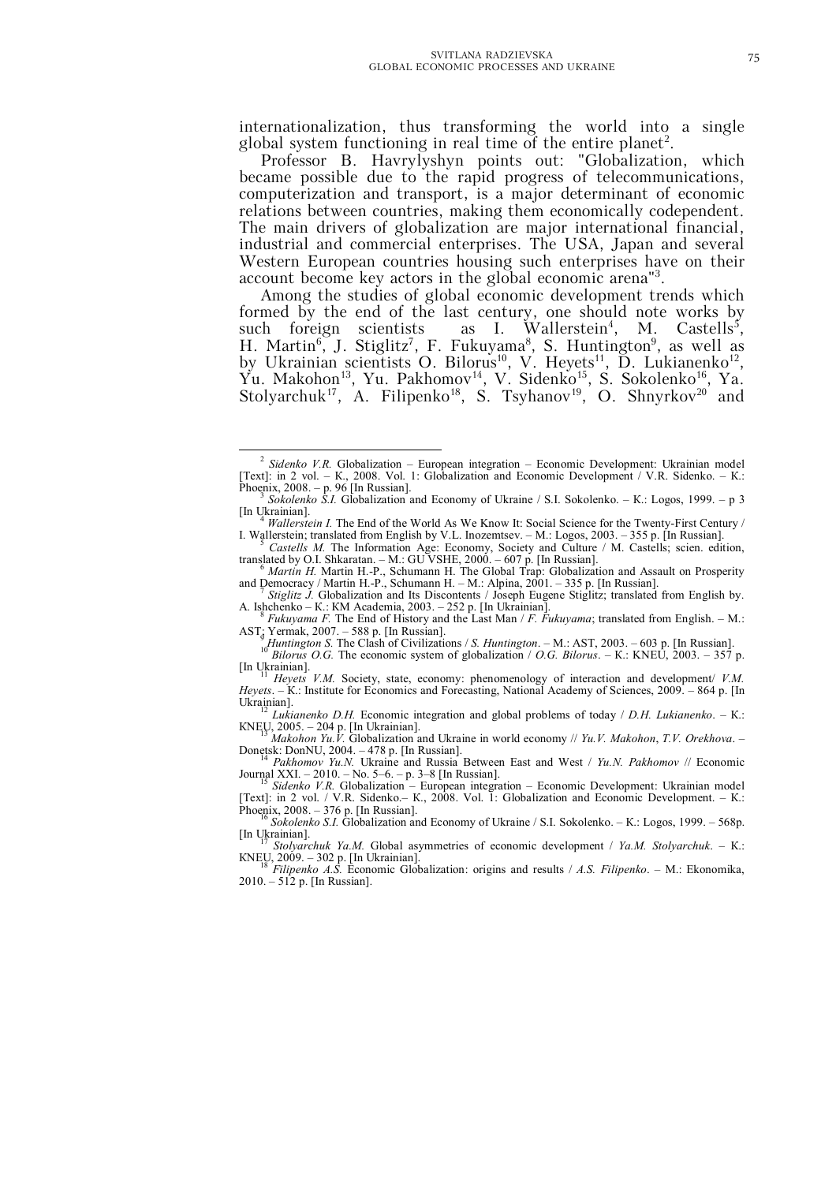internationalization, thus transforming the world into a single global system functioning in real time of the entire planet[2].

Professor B. Havrylyshyn points out: "Globalization, which became possible due to the rapid progress of telecommunications, computerization and transport, is a major determinant of economic relations between countries, making them economically codependent. The main drivers of globalization are major international financial, industrial and commercial enterprises. The USA, Japan and several Western European countries housing such enterprises have on their account become key actors in the global economic arena"[3].

Among the studies of global economic development trends which formed by the end of the last century, one should note works by such foreign scientists as I. Wallerstein[4], M. Castells[5], H. Martin[6], J. Stiglitz[7], F. Fukuyama[8], S. Huntington[9], as well as by Ukrainian scientists O. Bilorus[10], V. Heyets[11], D. Lukianenko[12], Yu. Makohon[13], Yu. Pakhomov[14], V. Sidenko[15], S. Sokolenko[16], Ya. Stolyarchuk[17], A. Filipenko[18], S. Tsyhanov[19], O. Shnyrkov[20] and

---

[2] *Sidenko V.R.* Globalization – European integration – Economic Development: Ukrainian model [Text]: in 2 vol. – K., 2008. Vol. 1: Globalization and Economic Development / V.R. Sidenko. – K.: Phoenix, 2008. – p. 96 [In Russian].

[3] *Sokolenko S.I.* Globalization and Economy of Ukraine / S.I. Sokolenko. – K.: Logos, 1999. – p 3 [In Ukrainian].

[4] *Wallerstein I.* The End of the World As We Know It: Social Science for the Twenty-First Century / I. Wallerstein; translated from English by V.L. Inozemtsev. – M.: Logos, 2003. – 355 p. [In Russian].

[5] *Castells M.* The Information Age: Economy, Society and Culture / M. Castells; scien. edition, translated by O.I. Shkaratan. – M.: GU VSHE, 2000. – 607 p. [In Russian].

[6] *Martin H.* Martin H.-P., Schumann H. The Global Trap: Globalization and Assault on Prosperity and Democracy / Martin H.-P., Schumann H. – M.: Alpina, 2001. – 335 p. [In Russian].

[7] *Stiglitz J.* Globalization and Its Discontents / Joseph Eugene Stiglitz; translated from English by. A. Ishchenko – K.: KM Academia, 2003. – 252 p. [In Ukrainian].

[8] *Fukuyama F.* The End of History and the Last Man / *F. Fukuyama*; translated from English. – M.: AST; Yermak, 2007. – 588 p. [In Russian].

[9] *Huntington S.* The Clash of Civilizations / *S. Huntington*. – M.: AST, 2003. – 603 p. [In Russian].

[10] *Bilorus O.G.* The economic system of globalization / *O.G. Bilorus*. – K.: KNEU, 2003. – 357 p. [In Ukrainian].

[11] *Heyets V.M.* Society, state, economy: phenomenology of interaction and development/ *V.M. Heyets*. – K.: Institute for Economics and Forecasting, National Academy of Sciences, 2009. – 864 p. [In Ukrainian].

[12] *Lukianenko D.H.* Economic integration and global problems of today / *D.H. Lukianenko*. – K.: KNEU, 2005. – 204 p. [In Ukrainian].

[13] *Makohon Yu.V.* Globalization and Ukraine in world economy // *Yu.V. Makohon*, *T.V. Orekhova*. – Donetsk: DonNU, 2004. – 478 p. [In Russian].

[14] *Pakhomov Yu.N.* Ukraine and Russia Between East and West / *Yu.N. Pakhomov* // Economic Journal XXI. – 2010. – No. 5–6. – p. 3–8 [In Russian].

[15] *Sidenko V.R.* Globalization – European integration – Economic Development: Ukrainian model [Text]: in 2 vol. / V.R. Sidenko.– K., 2008. Vol. 1: Globalization and Economic Development. – K.: Phoenix, 2008. – 376 p. [In Russian].

[16] *Sokolenko S.I.* Globalization and Economy of Ukraine / S.I. Sokolenko. – K.: Logos, 1999. – 568p. [In Ukrainian].

[17] *Stolyarchuk Ya.M.* Global asymmetries of economic development / *Ya.M. Stolyarchuk*. – K.: KNEU, 2009. – 302 p. [In Ukrainian].

[18] *Filipenko A.S.* Economic Globalization: origins and results / *A.S. Filipenko*. – M.: Ekonomika, 2010. – 512 p. [In Russian].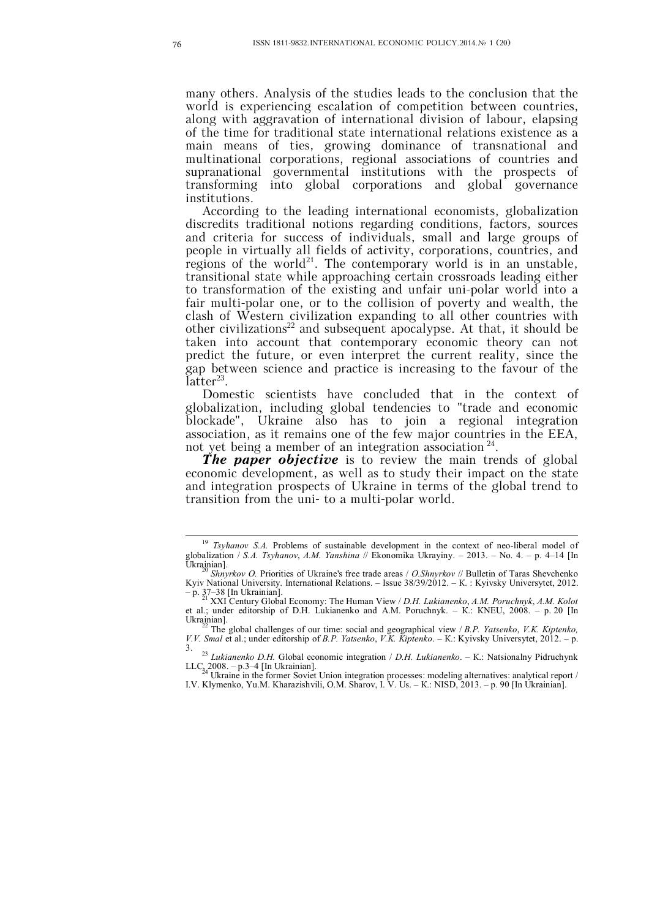many others. Analysis of the studies leads to the conclusion that the world is experiencing escalation of competition between countries, along with aggravation of international division of labour, elapsing of the time for traditional state international relations existence as a main means of ties, growing dominance of transnational and multinational corporations, regional associations of countries and supranational governmental institutions with the prospects of transforming into global corporations and global governance institutions.

According to the leading international economists, globalization discredits traditional notions regarding conditions, factors, sources and criteria for success of individuals, small and large groups of people in virtually all fields of activity, corporations, countries, and regions of the world[21]. The contemporary world is in an unstable, transitional state while approaching certain crossroads leading either to transformation of the existing and unfair uni-polar world into a fair multi-polar one, or to the collision of poverty and wealth, the clash of Western civilization expanding to all other countries with other civilizations[22] and subsequent apocalypse. At that, it should be taken into account that contemporary economic theory can not predict the future, or even interpret the current reality, since the gap between science and practice is increasing to the favour of the latter[23].

Domestic scientists have concluded that in the context of globalization, including global tendencies to "trade and economic blockade", Ukraine also has to join a regional integration association, as it remains one of the few major countries in the EEA, not yet being a member of an integration association[24].

***The paper objective*** is to review the main trends of global economic development, as well as to study their impact on the state and integration prospects of Ukraine in terms of the global trend to transition from the uni- to a multi-polar world.

---

[19] *Tsyhanov S.A.* Problems of sustainable development in the context of neo-liberal model of globalization / *S.A. Tsyhanov*, *A.M. Yanshina* // Ekonomika Ukrayiny. – 2013. – No. 4. – p. 4–14 [In Ukrainian].

[20] *Shnyrkov O.* Priorities of Ukraine's free trade areas / *O.Shnyrkov* // Bulletin of Taras Shevchenko Kyiv National University. International Relations. – Issue 38/39/2012. – K. : Kyivsky Universytet, 2012. – p. 37–38 [In Ukrainian].

[21] XXI Century Global Economy: The Human View / *D.H. Lukianenko*, *A.M. Poruchnyk*, *A.M. Kolot* et al.; under editorship of D.H. Lukianenko and A.M. Poruchnyk. – K.: KNEU, 2008. – p. 20 [In Ukrainian].

[22] The global challenges of our time: social and geographical view / *B.P. Yatsenko*, *V.K. Kiptenko, V.V. Smal* et al.; under editorship of *B.P. Yatsenko*, *V.K. Kiptenko*. – K.: Kyivsky Universytet, 2012. – p. 3.

[23] *Lukianenko D.H.* Global economic integration / *D.H. Lukianenko*. – K.: Natsionalny Pidruchynk LLC, 2008. – p.3–4 [In Ukrainian].

[24] Ukraine in the former Soviet Union integration processes: modeling alternatives: analytical report / I.V. Klymenko, Yu.M. Kharazishvili, O.M. Sharov, I. V. Us. – K.: NISD, 2013. – p. 90 [In Ukrainian].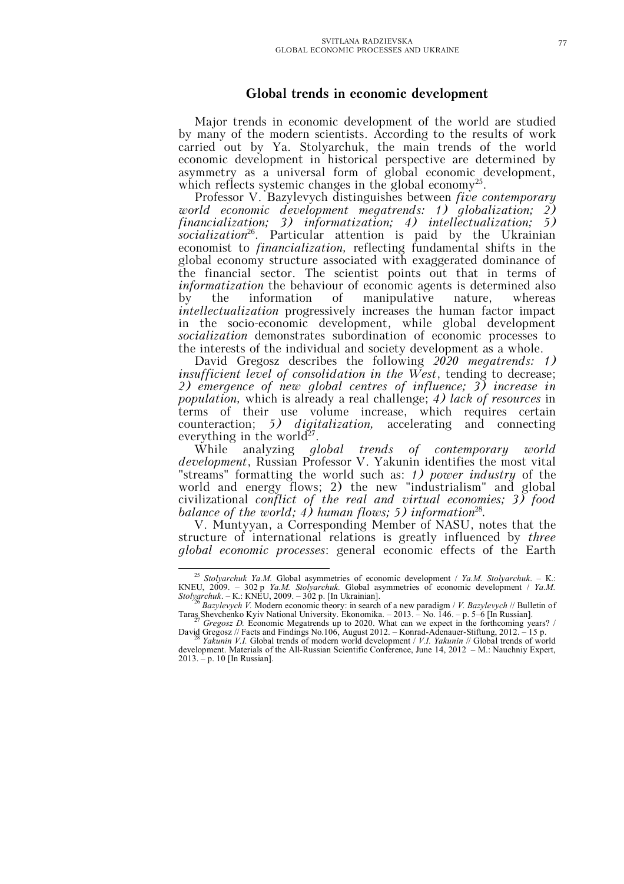## Global trends in economic development

Major trends in economic development of the world are studied by many of the modern scientists. According to the results of work carried out by Ya. Stolyarchuk, the main trends of the world economic development in historical perspective are determined by asymmetry as a universal form of global economic development, which reflects systemic changes in the global economy[25].

Professor V. Bazylevych distinguishes between *five contemporary world economic development megatrends: 1) globalization; 2) financialization; 3) informatization; 4) intellectualization; 5) socialization*[26]. Particular attention is paid by the Ukrainian economist to *financialization,* reflecting fundamental shifts in the global economy structure associated with exaggerated dominance of the financial sector. The scientist points out that in terms of *informatization* the behaviour of economic agents is determined also by the information of manipulative nature, whereas *intellectualization* progressively increases the human factor impact in the socio-economic development, while global development *socialization* demonstrates subordination of economic processes to the interests of the individual and society development as a whole.

David Gregosz describes the following *2020 megatrends: 1) insufficient level of consolidation in the West*, tending to decrease; *2) emergence of new global centres of influence; 3) increase in population,* which is already a real challenge; *4) lack of resources* in terms of their use volume increase, which requires certain counteraction; *5) digitalization,* accelerating and connecting everything in the world[27].

While analyzing *global trends of contemporary world development*, Russian Professor V. Yakunin identifies the most vital "streams" formatting the world such as: *1) power industry* of the world and energy flows; 2) the new "industrialism" and global civilizational *conflict of the real and virtual economies; 3) food balance of the world; 4) human flows; 5) information*[28].

V. Muntyyan, a Corresponding Member of NASU, notes that the structure of international relations is greatly influenced by *three global economic processes*: general economic effects of the Earth

---

[25] *Stolyarchuk Ya.M.* Global asymmetries of economic development / *Ya.M. Stolyarchuk*. – K.: KNEU, 2009. – 302 p *Ya.M. Stolyarchuk.* Global asymmetries of economic development / *Ya.M. Stolyarchuk*. – K.: KNEU, 2009. – 302 p. [In Ukrainian].

[26] *Bazylevych V.* Modern economic theory: in search of a new paradigm / *V. Bazylevych* // Bulletin of Taras Shevchenko Kyiv National University. Ekonomika. – 2013. – No. 146. – p. 5–6 [In Russian].

[27] *Gregosz D.* Economic Megatrends up to 2020. What can we expect in the forthcoming years? / David Gregosz // Facts and Findings No.106, August 2012. – Konrad-Adenauer-Stiftung, 2012. – 15 p.

[28] *Yakunin V.I.* Global trends of modern world development / *V.I. Yakunin* // Global trends of world development. Materials of the All-Russian Scientific Conference, June 14, 2012 – M.: Nauchniy Expert, 2013. – p. 10 [In Russian].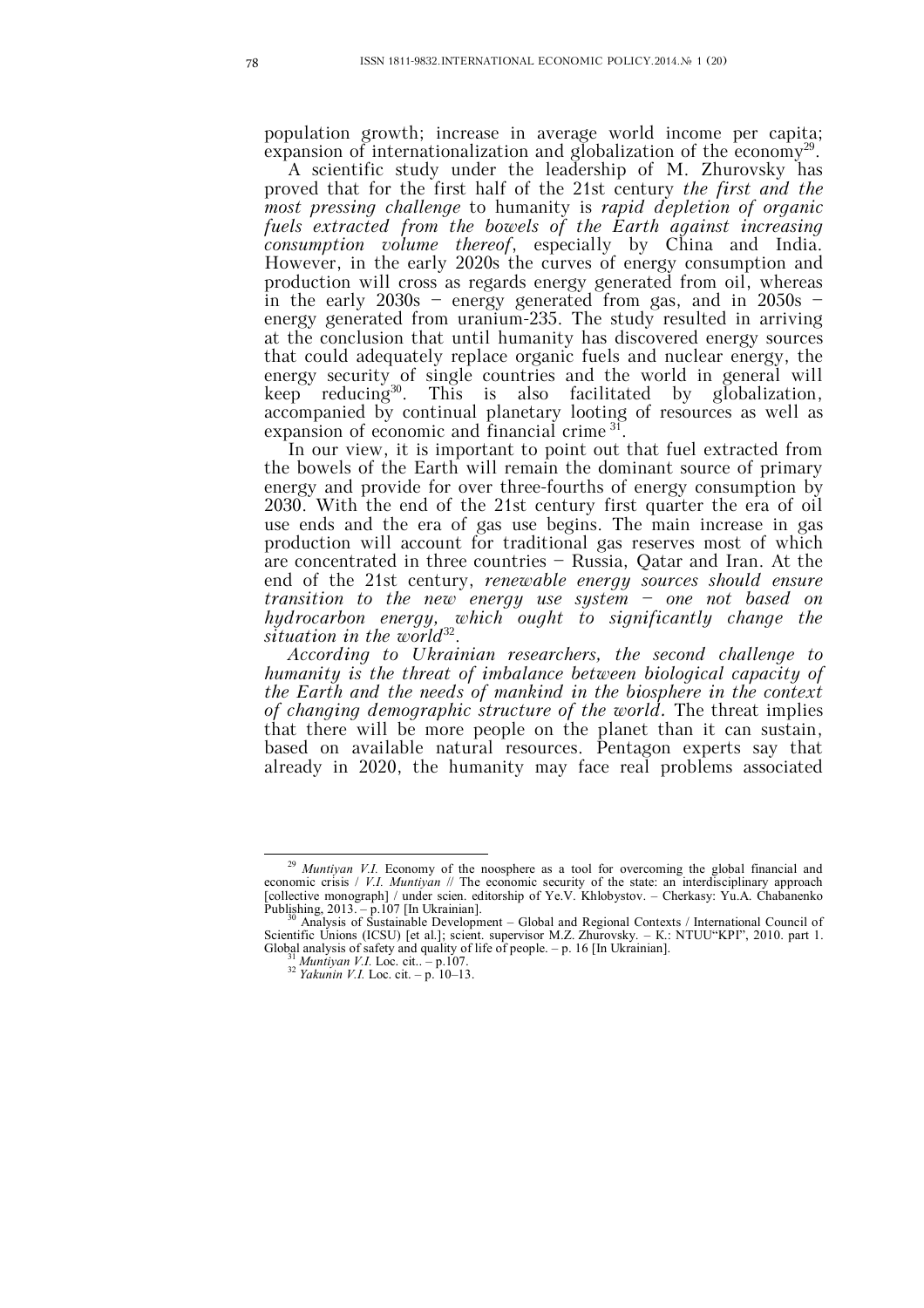population growth; increase in average world income per capita; expansion of internationalization and globalization of the economy[29].

A scientific study under the leadership of M. Zhurovsky has proved that for the first half of the 21st century *the first and the most pressing challenge* to humanity is *rapid depletion of organic fuels extracted from the bowels of the Earth against increasing consumption volume thereof*, especially by China and India. However, in the early 2020s the curves of energy consumption and production will cross as regards energy generated from oil, whereas in the early 2030s – energy generated from gas, and in 2050s – energy generated from uranium-235. The study resulted in arriving at the conclusion that until humanity has discovered energy sources that could adequately replace organic fuels and nuclear energy, the energy security of single countries and the world in general will keep reducing[30]. This is also facilitated by globalization, accompanied by continual planetary looting of resources as well as expansion of economic and financial crime[31].

In our view, it is important to point out that fuel extracted from the bowels of the Earth will remain the dominant source of primary energy and provide for over three-fourths of energy consumption by 2030. With the end of the 21st century first quarter the era of oil use ends and the era of gas use begins. The main increase in gas production will account for traditional gas reserves most of which are concentrated in three countries – Russia, Qatar and Iran. At the end of the 21st century, *renewable energy sources should ensure transition to the new energy use system – one not based on hydrocarbon energy, which ought to significantly change the situation in the world*[32].

*According to Ukrainian researchers, the second challenge to humanity is the threat of imbalance between biological capacity of the Earth and the needs of mankind in the biosphere in the context of changing demographic structure of the world.* The threat implies that there will be more people on the planet than it can sustain, based on available natural resources. Pentagon experts say that already in 2020, the humanity may face real problems associated

---

[29] *Muntiyan V.I.* Economy of the noosphere as a tool for overcoming the global financial and economic crisis / *V.I. Muntiyan* // The economic security of the state: an interdisciplinary approach [collective monograph] / under scien. editorship of Ye.V. Khlobystov. – Cherkasy: Yu.A. Chabanenko Publishing, 2013. – p.107 [In Ukrainian].

[30] Analysis of Sustainable Development – Global and Regional Contexts / International Council of Scientific Unions (ICSU) [et al.]; scient. supervisor M.Z. Zhurovsky. – K.: NTUU"KPI", 2010. part 1. Global analysis of safety and quality of life of people. – p. 16 [In Ukrainian].

[31] *Muntiyan V.I.* Loc. cit.. – p.107.

[32] *Yakunin V.I.* Loc. cit. – p. 10–13.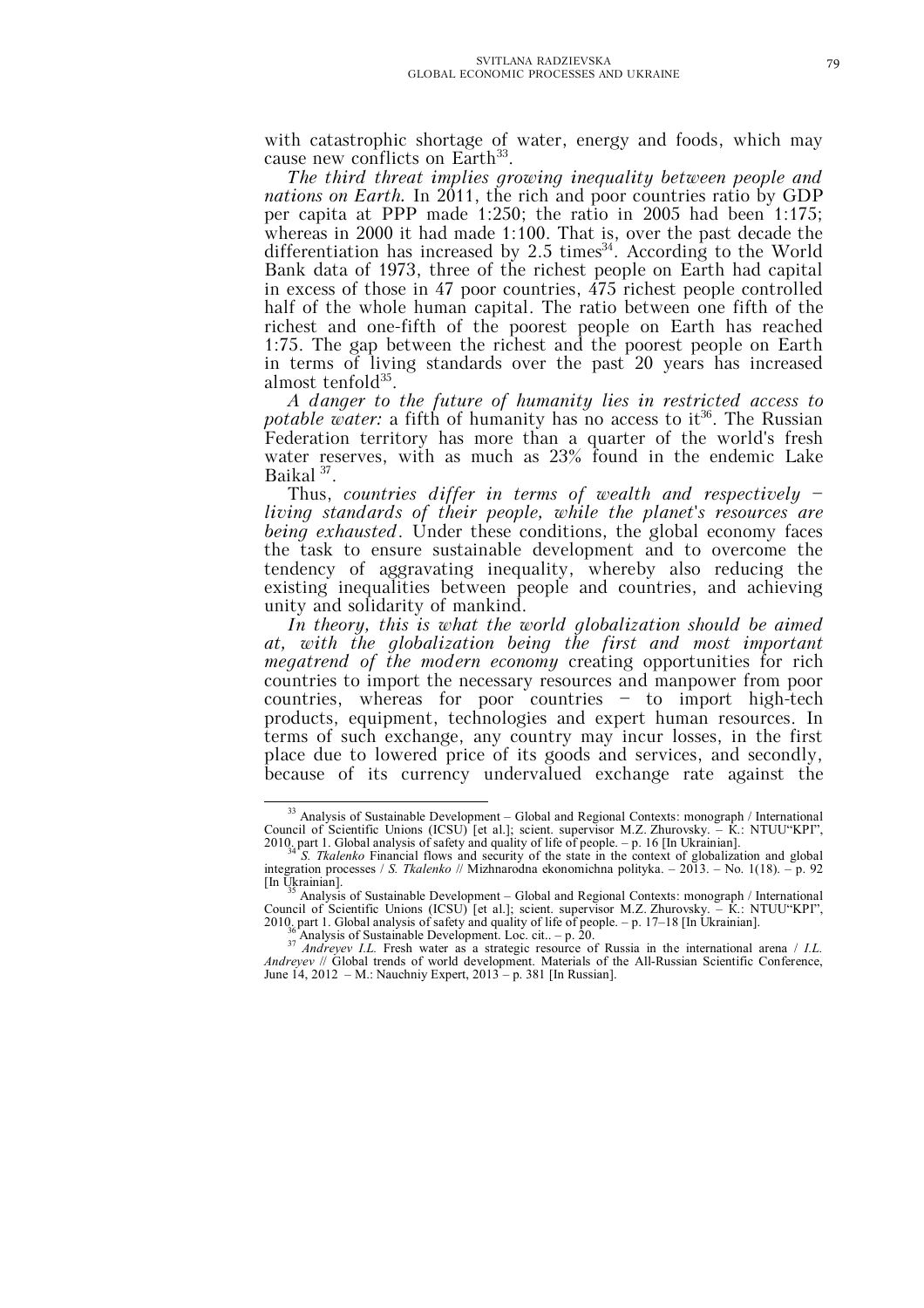with catastrophic shortage of water, energy and foods, which may cause new conflicts on Earth[33].

*The third threat implies growing inequality between people and nations on Earth.* In 2011, the rich and poor countries ratio by GDP per capita at PPP made 1:250; the ratio in 2005 had been 1:175; whereas in 2000 it had made 1:100. That is, over the past decade the differentiation has increased by 2.5 times[34]. According to the World Bank data of 1973, three of the richest people on Earth had capital in excess of those in 47 poor countries, 475 richest people controlled half of the whole human capital. The ratio between one fifth of the richest and one-fifth of the poorest people on Earth has reached 1:75. The gap between the richest and the poorest people on Earth in terms of living standards over the past 20 years has increased almost tenfold[35].

*A danger to the future of humanity lies in restricted access to potable water:* a fifth of humanity has no access to it[36]. The Russian Federation territory has more than a quarter of the world's fresh water reserves, with as much as 23% found in the endemic Lake Baikal [37].

Thus, *countries differ in terms of wealth and respectively – living standards of their people, while the planet's resources are being exhausted*. Under these conditions, the global economy faces the task to ensure sustainable development and to overcome the tendency of aggravating inequality, whereby also reducing the existing inequalities between people and countries, and achieving unity and solidarity of mankind.

*In theory, this is what the world globalization should be aimed at, with the globalization being the first and most important megatrend of the modern economy* creating opportunities for rich countries to import the necessary resources and manpower from poor countries, whereas for poor countries – to import high-tech products, equipment, technologies and expert human resources. In terms of such exchange, any country may incur losses, in the first place due to lowered price of its goods and services, and secondly, because of its currency undervalued exchange rate against the

---

[33] Analysis of Sustainable Development – Global and Regional Contexts: monograph / International Council of Scientific Unions (ICSU) [et al.]; scient. supervisor M.Z. Zhurovsky. – K.: NTUU"KPI", 2010, part 1. Global analysis of safety and quality of life of people. – p. 16 [In Ukrainian].

[34] *S. Tkalenko* Financial flows and security of the state in the context of globalization and global integration processes / *S. Tkalenko* // Mizhnarodna ekonomichna polityka. – 2013. – No. 1(18). – p. 92 [In Ukrainian].

[35] Analysis of Sustainable Development – Global and Regional Contexts: monograph / International Council of Scientific Unions (ICSU) [et al.]; scient. supervisor M.Z. Zhurovsky. – K.: NTUU"KPI", 2010, part 1. Global analysis of safety and quality of life of people. – p. 17–18 [In Ukrainian].

[36] Analysis of Sustainable Development. Loc. cit.. – p. 20.

[37] *Andreyev I.L.* Fresh water as a strategic resource of Russia in the international arena / *I.L. Andreyev* // Global trends of world development. Materials of the All-Russian Scientific Conference, June 14, 2012 – M.: Nauchniy Expert, 2013 – p. 381 [In Russian].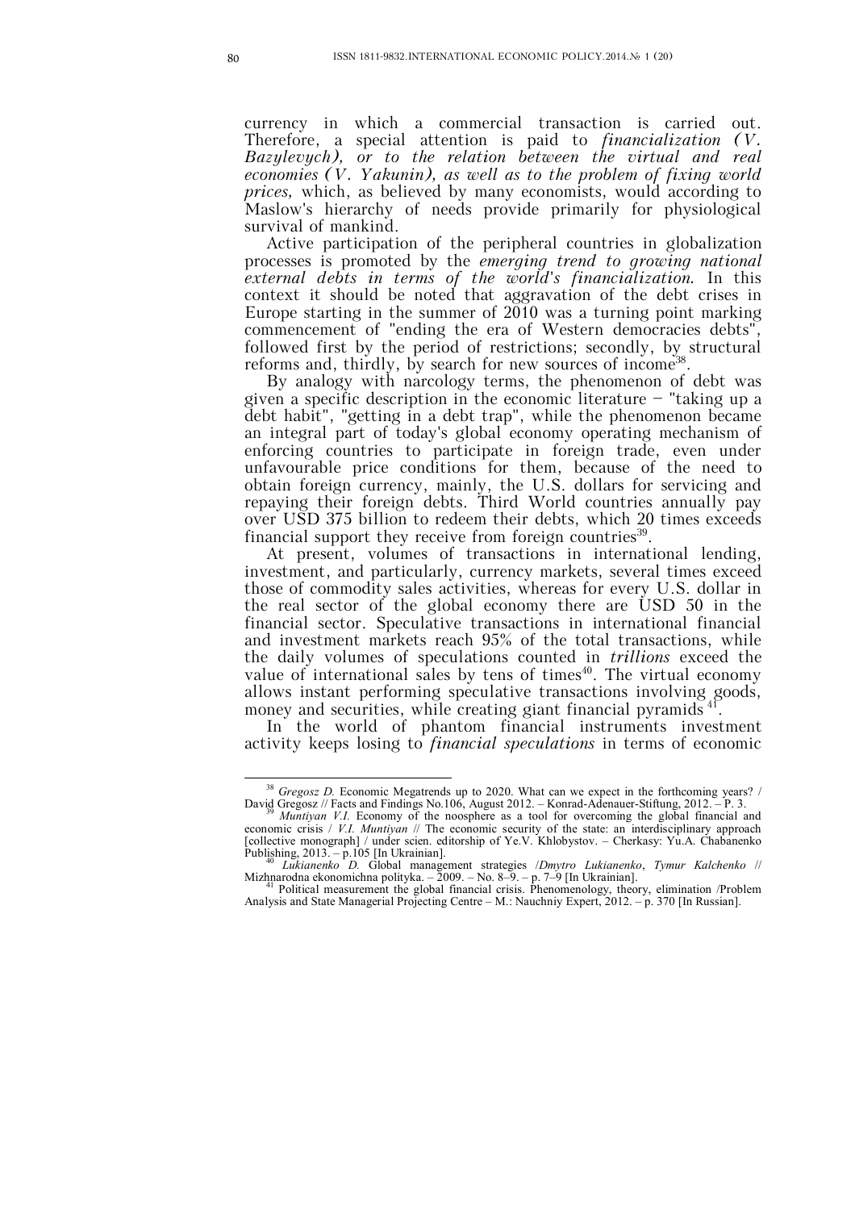currency in which a commercial transaction is carried out. Therefore, a special attention is paid to *financialization (V. Bazylevych), or to the relation between the virtual and real economies (V. Yakunin), as well as to the problem of fixing world prices,* which, as believed by many economists, would according to Maslow's hierarchy of needs provide primarily for physiological survival of mankind.

Active participation of the peripheral countries in globalization processes is promoted by the *emerging trend to growing national external debts in terms of the world's financialization.* In this context it should be noted that aggravation of the debt crises in Europe starting in the summer of 2010 was a turning point marking commencement of "ending the era of Western democracies debts", followed first by the period of restrictions; secondly, by structural reforms and, thirdly, by search for new sources of income[38].

By analogy with narcology terms, the phenomenon of debt was given a specific description in the economic literature – "taking up a debt habit", "getting in a debt trap", while the phenomenon became an integral part of today's global economy operating mechanism of enforcing countries to participate in foreign trade, even under unfavourable price conditions for them, because of the need to obtain foreign currency, mainly, the U.S. dollars for servicing and repaying their foreign debts. Third World countries annually pay over USD 375 billion to redeem their debts, which 20 times exceeds financial support they receive from foreign countries[39].

At present, volumes of transactions in international lending, investment, and particularly, currency markets, several times exceed those of commodity sales activities, whereas for every U.S. dollar in the real sector of the global economy there are USD 50 in the financial sector. Speculative transactions in international financial and investment markets reach 95% of the total transactions, while the daily volumes of speculations counted in *trillions* exceed the value of international sales by tens of times[40]. The virtual economy allows instant performing speculative transactions involving goods, money and securities, while creating giant financial pyramids[41].

In the world of phantom financial instruments investment activity keeps losing to *financial speculations* in terms of economic

---

[38] *Gregosz D.* Economic Megatrends up to 2020. What can we expect in the forthcoming years? / David Gregosz // Facts and Findings No.106, August 2012. – Konrad-Adenauer-Stiftung, 2012. – P. 3.

[39] *Muntiyan V.I.* Economy of the noosphere as a tool for overcoming the global financial and economic crisis / *V.I. Muntiyan* // The economic security of the state: an interdisciplinary approach [collective monograph] / under scien. editorship of Ye.V. Khlobystov. – Cherkasy: Yu.A. Chabanenko Publishing, 2013. – p.105 [In Ukrainian].

[40] *Lukianenko D.* Global management strategies /*Dmytro Lukianenko*, *Tymur Kalchenko* // Mizhnarodna ekonomichna polityka. – 2009. – No. 8–9. – p. 7–9 [In Ukrainian].

[41] Political measurement the global financial crisis. Phenomenology, theory, elimination /Problem Analysis and State Managerial Projecting Centre – M.: Nauchniy Expert, 2012. – p. 370 [In Russian].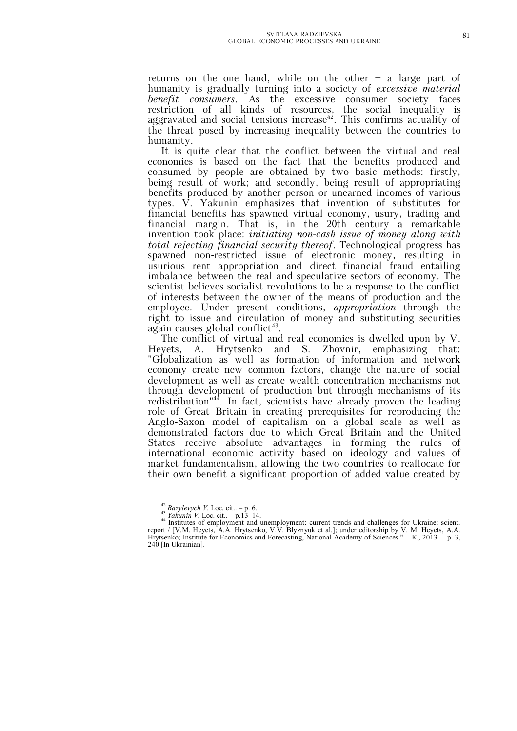returns on the one hand, while on the other – a large part of humanity is gradually turning into a society of *excessive material benefit consumers*. As the excessive consumer society faces restriction of all kinds of resources, the social inequality is aggravated and social tensions increase[42]. This confirms actuality of the threat posed by increasing inequality between the countries to humanity.

It is quite clear that the conflict between the virtual and real economies is based on the fact that the benefits produced and consumed by people are obtained by two basic methods: firstly, being result of work; and secondly, being result of appropriating benefits produced by another person or unearned incomes of various types. V. Yakunin emphasizes that invention of substitutes for financial benefits has spawned virtual economy, usury, trading and financial margin. That is, in the 20th century a remarkable invention took place: *initiating non-cash issue of money along with total rejecting financial security thereof*. Technological progress has spawned non-restricted issue of electronic money, resulting in usurious rent appropriation and direct financial fraud entailing imbalance between the real and speculative sectors of economy. The scientist believes socialist revolutions to be a response to the conflict of interests between the owner of the means of production and the employee. Under present conditions, *appropriation* through the right to issue and circulation of money and substituting securities again causes global conflict[43].

The conflict of virtual and real economies is dwelled upon by V. Heyets, A. Hrytsenko and S. Zhovnir, emphasizing that: "Globalization as well as formation of information and network economy create new common factors, change the nature of social development as well as create wealth concentration mechanisms not through development of production but through mechanisms of its redistribution"[44]. In fact, scientists have already proven the leading role of Great Britain in creating prerequisites for reproducing the Anglo-Saxon model of capitalism on a global scale as well as demonstrated factors due to which Great Britain and the United States receive absolute advantages in forming the rules of international economic activity based on ideology and values of market fundamentalism, allowing the two countries to reallocate for their own benefit a significant proportion of added value created by

---

[42] *Bazylevych V.* Loc. cit.. – p. 6.

[43] *Yakunin V.* Loc. cit.. – p.13–14.

[44] Institutes of employment and unemployment: current trends and challenges for Ukraine: scient. report / [V.M. Heyets, A.A. Hrytsenko, V.V. Blyznyuk et al.]; under editorship by V. M. Heyets, A.A. Hrytsenko; Institute for Economics and Forecasting, National Academy of Sciences." – K., 2013. – p. 3, 240 [In Ukrainian].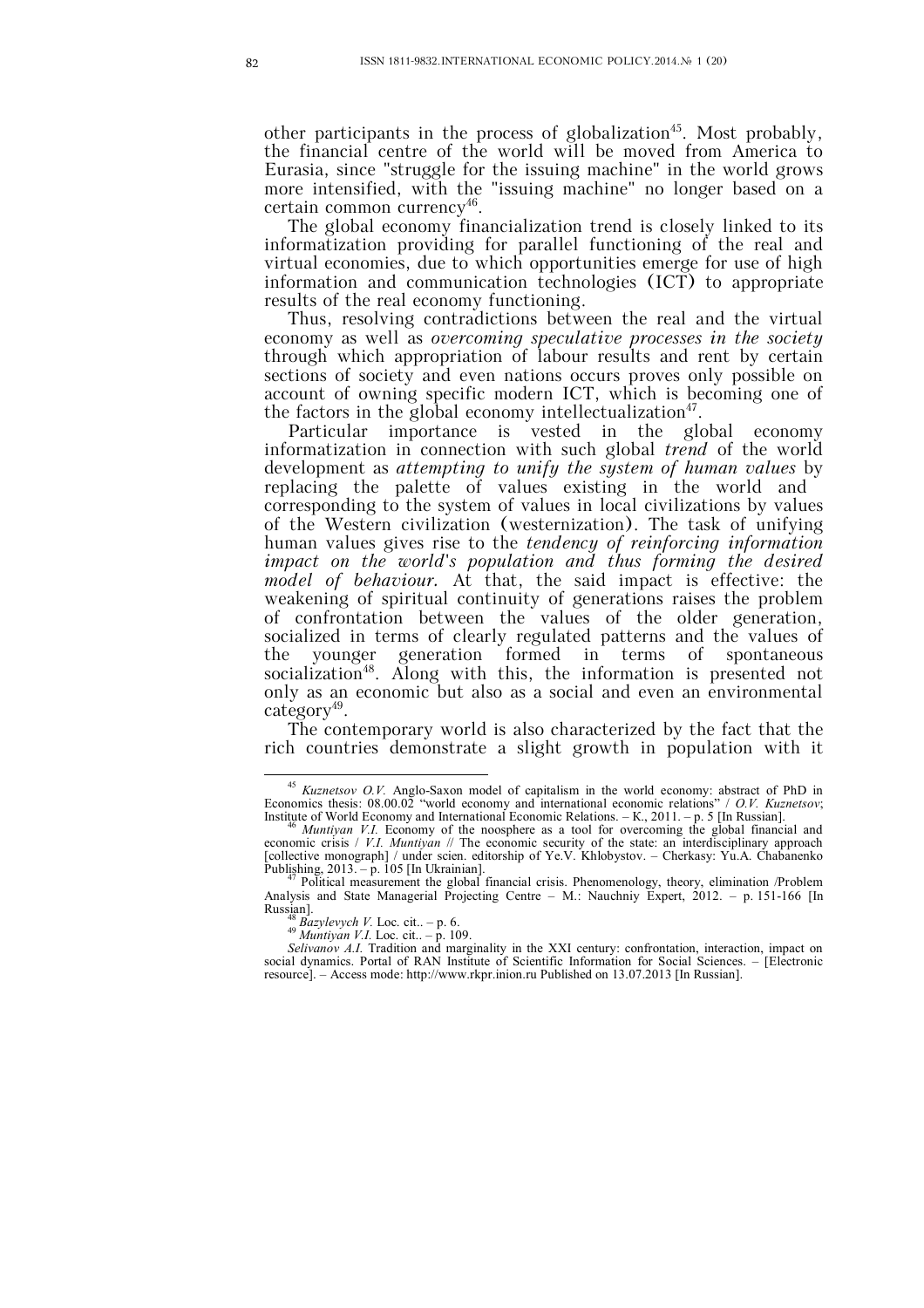other participants in the process of globalization[45]. Most probably, the financial centre of the world will be moved from America to Eurasia, since "struggle for the issuing machine" in the world grows more intensified, with the "issuing machine" no longer based on a certain common currency[46].

The global economy financialization trend is closely linked to its informatization providing for parallel functioning of the real and virtual economies, due to which opportunities emerge for use of high information and communication technologies (ICT) to appropriate results of the real economy functioning.

Thus, resolving contradictions between the real and the virtual economy as well as *overcoming speculative processes in the society* through which appropriation of labour results and rent by certain sections of society and even nations occurs proves only possible on account of owning specific modern ICT, which is becoming one of the factors in the global economy intellectualization[47].

Particular importance is vested in the global economy informatization in connection with such global *trend* of the world development as *attempting to unify the system of human values* by replacing the palette of values existing in the world and corresponding to the system of values in local civilizations by values of the Western civilization (westernization). The task of unifying human values gives rise to the *tendency of reinforcing information impact on the world's population and thus forming the desired model of behaviour.* At that, the said impact is effective: the weakening of spiritual continuity of generations raises the problem of confrontation between the values of the older generation, socialized in terms of clearly regulated patterns and the values of the younger generation formed in terms of spontaneous socialization[48]. Along with this, the information is presented not only as an economic but also as a social and even an environmental category[49].

The contemporary world is also characterized by the fact that the rich countries demonstrate a slight growth in population with it

---

[45] *Kuznetsov O.V.* Anglo-Saxon model of capitalism in the world economy: abstract of PhD in Economics thesis: 08.00.02 "world economy and international economic relations" / *O.V. Kuznetsov*; Institute of World Economy and International Economic Relations. – K., 2011. – p. 5 [In Russian].

[46] *Muntiyan V.I.* Economy of the noosphere as a tool for overcoming the global financial and economic crisis / *V.I. Muntiyan* // The economic security of the state: an interdisciplinary approach [collective monograph] / under scien. editorship of Ye.V. Khlobystov. – Cherkasy: Yu.A. Chabanenko Publishing, 2013. – p. 105 [In Ukrainian].

[47] Political measurement the global financial crisis. Phenomenology, theory, elimination /Problem Analysis and State Managerial Projecting Centre – M.: Nauchniy Expert, 2012. – p. 151-166 [In Russian].

[48] *Bazylevych V.* Loc. cit.. – p. 6.

[49] *Muntiyan V.I.* Loc. cit.. – p. 109.

*Selivanov A.I.* Tradition and marginality in the XXI century: confrontation, interaction, impact on social dynamics. Portal of RAN Institute of Scientific Information for Social Sciences. – [Electronic resource]. – Access mode: http://www.rkpr.inion.ru Published on 13.07.2013 [In Russian].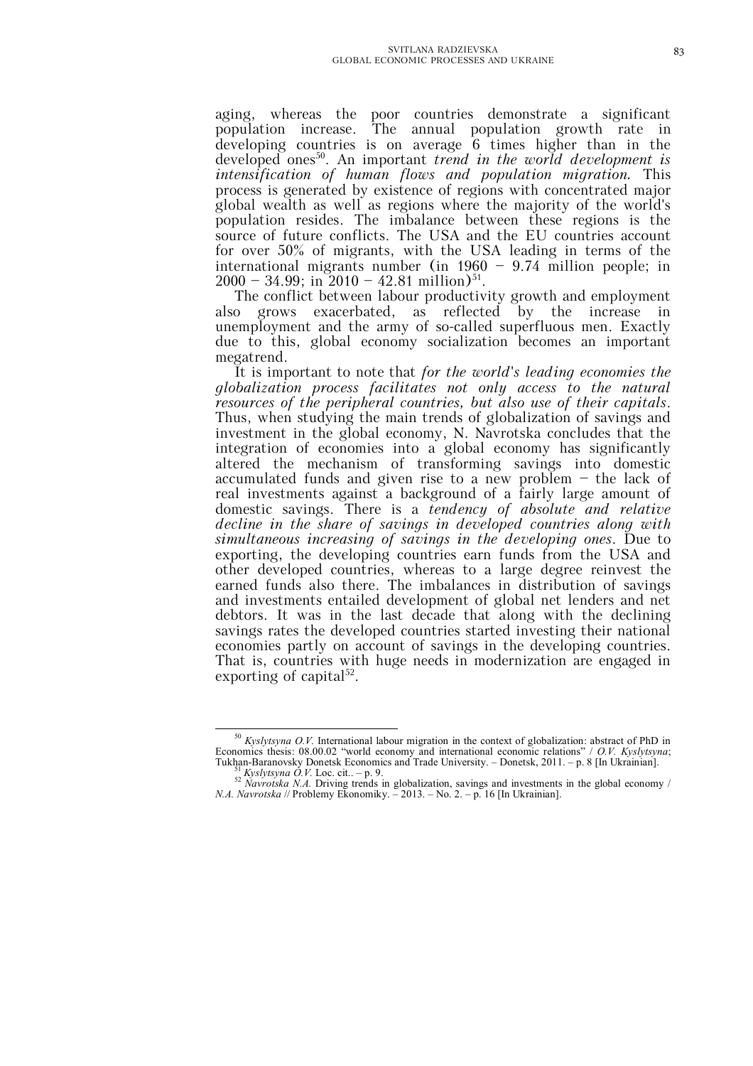aging, whereas the poor countries demonstrate a significant population increase. The annual population growth rate in developing countries is on average 6 times higher than in the developed ones[50]. An important *trend in the world development is intensification of human flows and population migration.* This process is generated by existence of regions with concentrated major global wealth as well as regions where the majority of the world's population resides. The imbalance between these regions is the source of future conflicts. The USA and the EU countries account for over 50% of migrants, with the USA leading in terms of the international migrants number (in 1960 – 9.74 million people; in 2000 – 34.99; in 2010 – 42.81 million)[51].

The conflict between labour productivity growth and employment also grows exacerbated, as reflected by the increase in unemployment and the army of so-called superfluous men. Exactly due to this, global economy socialization becomes an important megatrend.

It is important to note that *for the world's leading economies the globalization process facilitates not only access to the natural resources of the peripheral countries, but also use of their capitals*. Thus, when studying the main trends of globalization of savings and investment in the global economy, N. Navrotska concludes that the integration of economies into a global economy has significantly altered the mechanism of transforming savings into domestic accumulated funds and given rise to a new problem – the lack of real investments against a background of a fairly large amount of domestic savings. There is a *tendency of absolute and relative decline in the share of savings in developed countries along with simultaneous increasing of savings in the developing ones*. Due to exporting, the developing countries earn funds from the USA and other developed countries, whereas to a large degree reinvest the earned funds also there. The imbalances in distribution of savings and investments entailed development of global net lenders and net debtors. It was in the last decade that along with the declining savings rates the developed countries started investing their national economies partly on account of savings in the developing countries. That is, countries with huge needs in modernization are engaged in exporting of capital[52].

---

[50] *Kyslytsyna O.V.* International labour migration in the context of globalization: abstract of PhD in Economics thesis: 08.00.02 "world economy and international economic relations" / *O.V. Kyslytsyna*; Tukhan-Baranovsky Donetsk Economics and Trade University. – Donetsk, 2011. – p. 8 [In Ukrainian].

[51] *Kyslytsyna O.V.* Loc. cit.. – p. 9.

[52] *Navrotska N.A.* Driving trends in globalization, savings and investments in the global economy / *N.A. Navrotska* // Problemy Ekonomiky. – 2013. – No. 2. – p. 16 [In Ukrainian].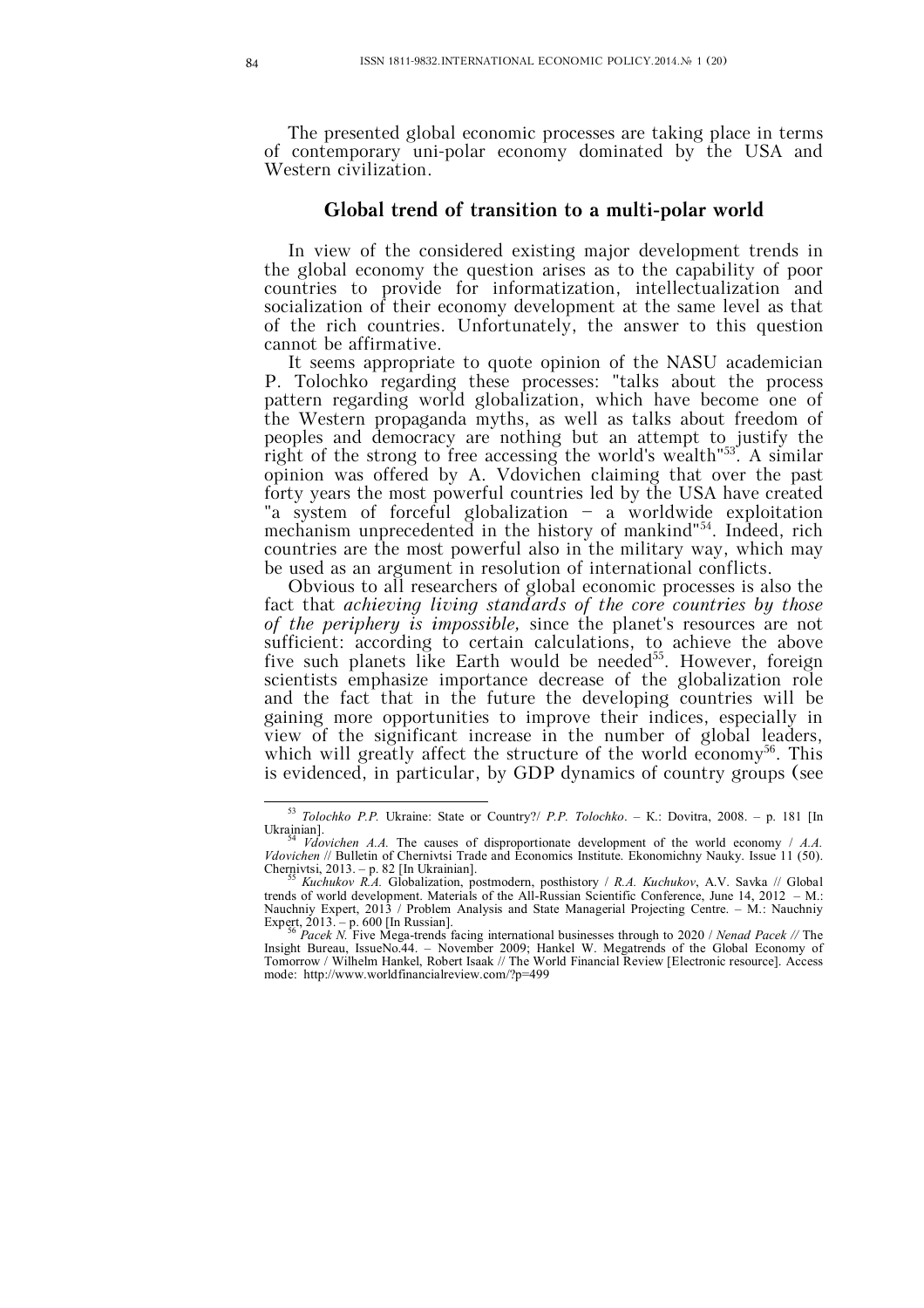The presented global economic processes are taking place in terms of contemporary uni-polar economy dominated by the USA and Western civilization.

## Global trend of transition to a multi-polar world

In view of the considered existing major development trends in the global economy the question arises as to the capability of poor countries to provide for informatization, intellectualization and socialization of their economy development at the same level as that of the rich countries. Unfortunately, the answer to this question cannot be affirmative.

It seems appropriate to quote opinion of the NASU academician P. Tolochko regarding these processes: "talks about the process pattern regarding world globalization, which have become one of the Western propaganda myths, as well as talks about freedom of peoples and democracy are nothing but an attempt to justify the right of the strong to free accessing the world's wealth"[53]. A similar opinion was offered by A. Vdovichen claiming that over the past forty years the most powerful countries led by the USA have created "a system of forceful globalization – a worldwide exploitation mechanism unprecedented in the history of mankind"[54]. Indeed, rich countries are the most powerful also in the military way, which may be used as an argument in resolution of international conflicts.

Obvious to all researchers of global economic processes is also the fact that *achieving living standards of the core countries by those of the periphery is impossible,* since the planet's resources are not sufficient: according to certain calculations, to achieve the above five such planets like Earth would be needed[55]. However, foreign scientists emphasize importance decrease of the globalization role and the fact that in the future the developing countries will be gaining more opportunities to improve their indices, especially in view of the significant increase in the number of global leaders, which will greatly affect the structure of the world economy[56]. This is evidenced, in particular, by GDP dynamics of country groups (see

---

[53] *Tolochko P.P.* Ukraine: State or Country?/ *P.P. Tolochko*. – K.: Dovitra, 2008. – p. 181 [In Ukrainian].

[54] *Vdovichen A.A.* The causes of disproportionate development of the world economy / *A.A. Vdovichen* // Bulletin of Chernivtsi Trade and Economics Institute. Ekonomichny Nauky. Issue 11 (50). Chernivtsi, 2013. – p. 82 [In Ukrainian].

[55] *Kuchukov R.A.* Globalization, postmodern, posthistory / *R.A. Kuchukov*, A.V. Savka // Global trends of world development. Materials of the All-Russian Scientific Conference, June 14, 2012 – M.: Nauchniy Expert, 2013 / Problem Analysis and State Managerial Projecting Centre. – M.: Nauchniy Expert, 2013. – p. 600 [In Russian].

[56] *Pacek N.* Five Mega-trends facing international businesses through to 2020 / *Nenad Pacek //* The Insight Bureau, IssueNo.44. – November 2009; Hankel W. Megatrends of the Global Economy of Tomorrow / Wilhelm Hankel, Robert Isaak // The World Financial Review [Electronic resource]. Access mode: http://www.worldfinancialreview.com/?p=499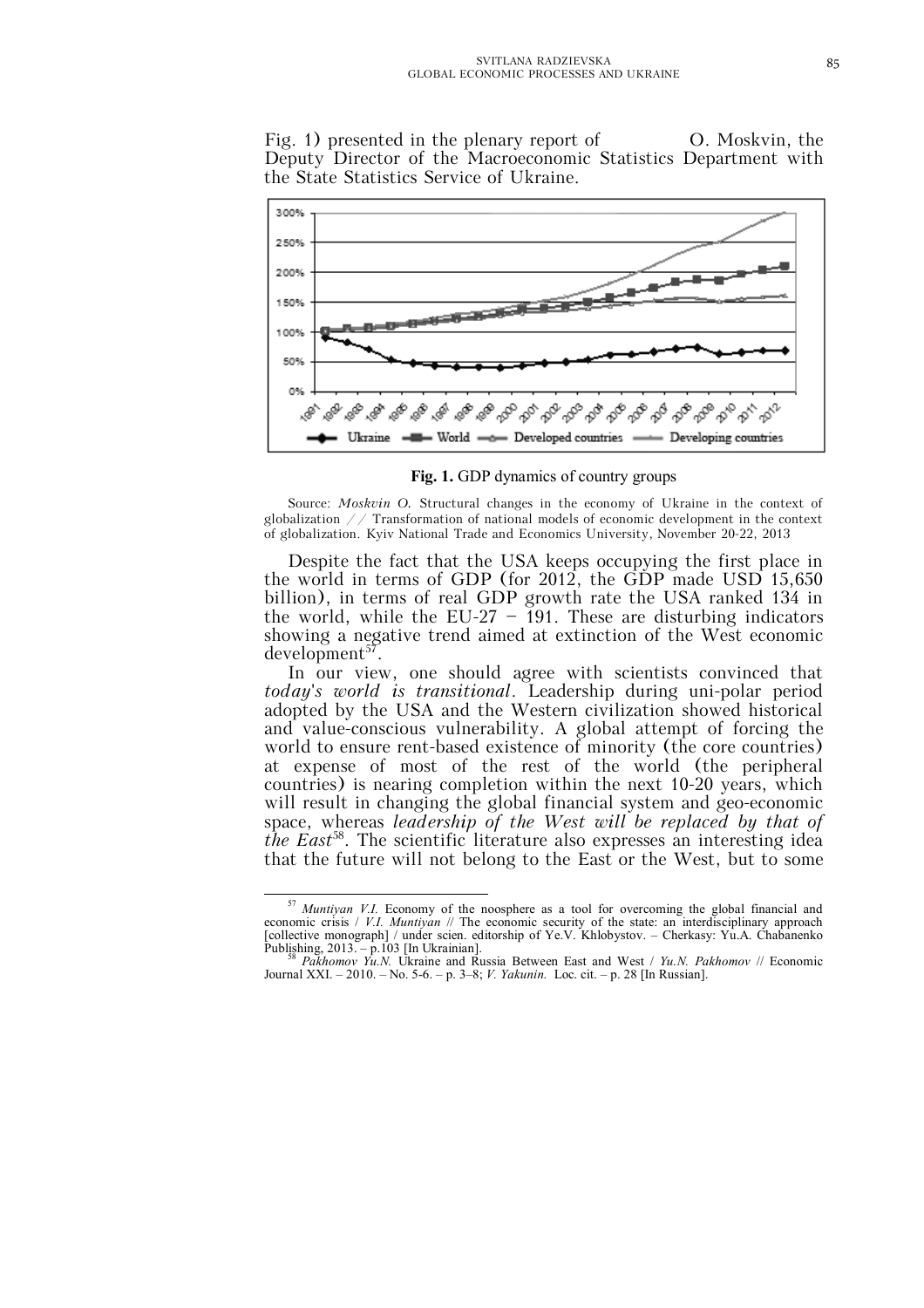Fig. 1) presented in the plenary report of O. Moskvin, the Deputy Director of the Macroeconomic Statistics Department with the State Statistics Service of Ukraine.

**Fig. 1.** GDP dynamics of country groups

Source: *Moskvin O.* Structural changes in the economy of Ukraine in the context of globalization // Transformation of national models of economic development in the context of globalization. Kyiv National Trade and Economics University, November 20-22, 2013

Despite the fact that the USA keeps occupying the first place in the world in terms of GDP (for 2012, the GDP made USD 15,650 billion), in terms of real GDP growth rate the USA ranked 134 in the world, while the EU-27 – 191. These are disturbing indicators showing a negative trend aimed at extinction of the West economic development[57].

In our view, one should agree with scientists convinced that *today's world is transitional*. Leadership during uni-polar period adopted by the USA and the Western civilization showed historical and value-conscious vulnerability. A global attempt of forcing the world to ensure rent-based existence of minority (the core countries) at expense of most of the rest of the world (the peripheral countries) is nearing completion within the next 10-20 years, which will result in changing the global financial system and geo-economic space, whereas *leadership of the West will be replaced by that of the East*[58]. The scientific literature also expresses an interesting idea that the future will not belong to the East or the West, but to some

---

[57] *Muntiyan V.I.* Economy of the noosphere as a tool for overcoming the global financial and economic crisis / *V.I. Muntiyan* // The economic security of the state: an interdisciplinary approach [collective monograph] / under scien. editorship of Ye.V. Khlobystov. – Cherkasy: Yu.A. Chabanenko Publishing, 2013. – p.103 [In Ukrainian].

[58] *Pakhomov Yu.N.* Ukraine and Russia Between East and West / *Yu.N. Pakhomov* // Economic Journal XXI. – 2010. – No. 5-6. – p. 3–8; *V. Yakunin.* Loc. cit. – p. 28 [In Russian].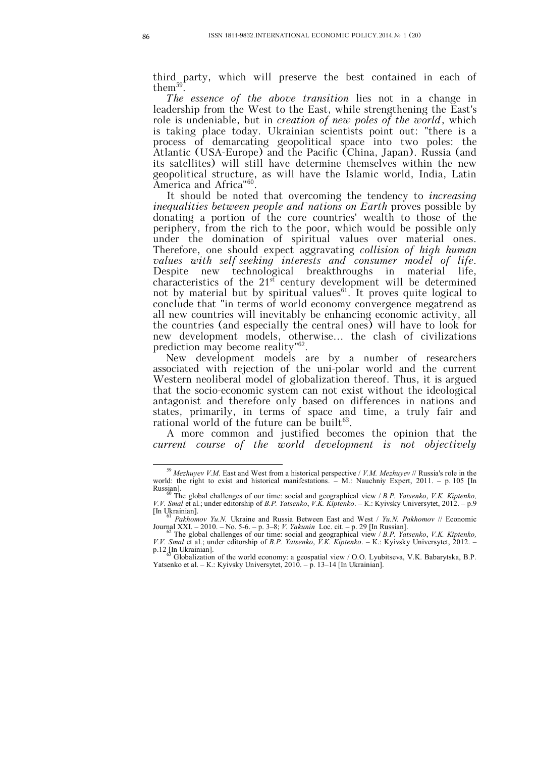third party, which will preserve the best contained in each of them[59].

*The essence of the above transition* lies not in a change in leadership from the West to the East, while strengthening the East's role is undeniable, but in *creation of new poles of the world*, which is taking place today. Ukrainian scientists point out: "there is a process of demarcating geopolitical space into two poles: the Atlantic (USA-Europe) and the Pacific (China, Japan). Russia (and its satellites) will still have determine themselves within the new geopolitical structure, as will have the Islamic world, India, Latin America and Africa"[60].

It should be noted that overcoming the tendency to *increasing inequalities between people and nations on Earth* proves possible by donating a portion of the core countries' wealth to those of the periphery, from the rich to the poor, which would be possible only under the domination of spiritual values over material ones. Therefore, one should expect aggravating *collision of high human values with self-seeking interests and consumer model of life*. Despite new technological breakthroughs in material life, characteristics of the 21st century development will be determined not by material but by spiritual values[61]. It proves quite logical to conclude that "in terms of world economy convergence megatrend as all new countries will inevitably be enhancing economic activity, all the countries (and especially the central ones) will have to look for new development models, otherwise... the clash of civilizations prediction may become reality"[62].

New development models are by a number of researchers associated with rejection of the uni-polar world and the current Western neoliberal model of globalization thereof. Thus, it is argued that the socio-economic system can not exist without the ideological antagonist and therefore only based on differences in nations and states, primarily, in terms of space and time, a truly fair and rational world of the future can be built[63].

A more common and justified becomes the opinion that the *current course of the world development is not objectively*

---

[59] *Mezhuyev V.M.* East and West from a historical perspective / *V.M. Mezhuyev* // Russia's role in the world: the right to exist and historical manifestations. – M.: Nauchniy Expert, 2011. – p. 105 [In Russian].

[60] The global challenges of our time: social and geographical view / *B.P. Yatsenko*, *V.K. Kiptenko, V.V. Smal* et al.; under editorship of *B.P. Yatsenko*, *V.K. Kiptenko*. – K.: Kyivsky Universytet, 2012. – p.9 [In Ukrainian].

[61] *Pakhomov Yu.N.* Ukraine and Russia Between East and West / *Yu.N. Pakhomov* // Economic Journal XXI. – 2010. – No. 5-6. – p. 3–8; *V. Yakunin* Loc. cit. – p. 29 [In Russian].

[62] The global challenges of our time: social and geographical view / *B.P. Yatsenko*, *V.K. Kiptenko, V.V. Smal* et al.; under editorship of *B.P. Yatsenko*, *V.K. Kiptenko*. – K.: Kyivsky Universytet, 2012. – p.12 [In Ukrainian].

[63] Globalization of the world economy: a geospatial view / O.O. Lyubitseva, V.K. Babarytska, B.P. Yatsenko et al. – K.: Kyivsky Universytet, 2010. – p. 13–14 [In Ukrainian].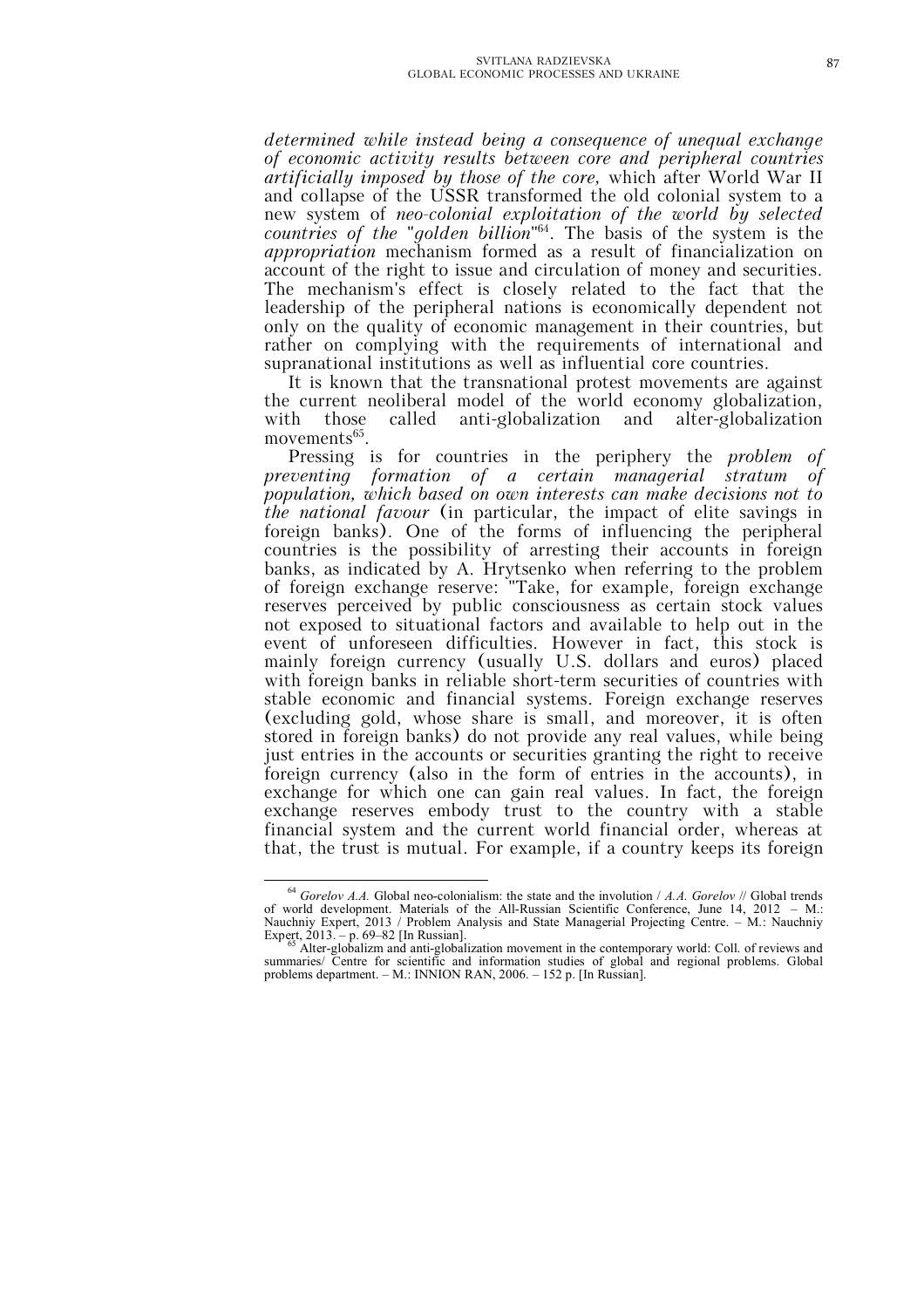*determined while instead being a consequence of unequal exchange of economic activity results between core and peripheral countries artificially imposed by those of the core*, which after World War II and collapse of the USSR transformed the old colonial system to a new system of *neo-colonial exploitation of the world by selected countries of the "golden billion"*[64]. The basis of the system is the *appropriation* mechanism formed as a result of financialization on account of the right to issue and circulation of money and securities. The mechanism's effect is closely related to the fact that the leadership of the peripheral nations is economically dependent not only on the quality of economic management in their countries, but rather on complying with the requirements of international and supranational institutions as well as influential core countries.

It is known that the transnational protest movements are against the current neoliberal model of the world economy globalization, with those called anti-globalization and alter-globalization movements[65].

Pressing is for countries in the periphery the *problem of preventing formation of a certain managerial stratum of population, which based on own interests can make decisions not to the national favour* (in particular, the impact of elite savings in foreign banks). One of the forms of influencing the peripheral countries is the possibility of arresting their accounts in foreign banks, as indicated by A. Hrytsenko when referring to the problem of foreign exchange reserve: "Take, for example, foreign exchange reserves perceived by public consciousness as certain stock values not exposed to situational factors and available to help out in the event of unforeseen difficulties. However in fact, this stock is mainly foreign currency (usually U.S. dollars and euros) placed with foreign banks in reliable short-term securities of countries with stable economic and financial systems. Foreign exchange reserves (excluding gold, whose share is small, and moreover, it is often stored in foreign banks) do not provide any real values, while being just entries in the accounts or securities granting the right to receive foreign currency (also in the form of entries in the accounts), in exchange for which one can gain real values. In fact, the foreign exchange reserves embody trust to the country with a stable financial system and the current world financial order, whereas at that, the trust is mutual. For example, if a country keeps its foreign

---

[64] *Gorelov A.A.* Global neo-colonialism: the state and the involution / *A.A. Gorelov* // Global trends of world development. Materials of the All-Russian Scientific Conference, June 14, 2012 – M.: Nauchniy Expert, 2013 / Problem Analysis and State Managerial Projecting Centre. – M.: Nauchniy Expert, 2013. – p. 69–82 [In Russian].

[65] Alter-globalizm and anti-globalization movement in the contemporary world: Coll. of reviews and summaries/ Centre for scientific and information studies of global and regional problems. Global problems department. – M.: INNION RAN, 2006. – 152 p. [In Russian].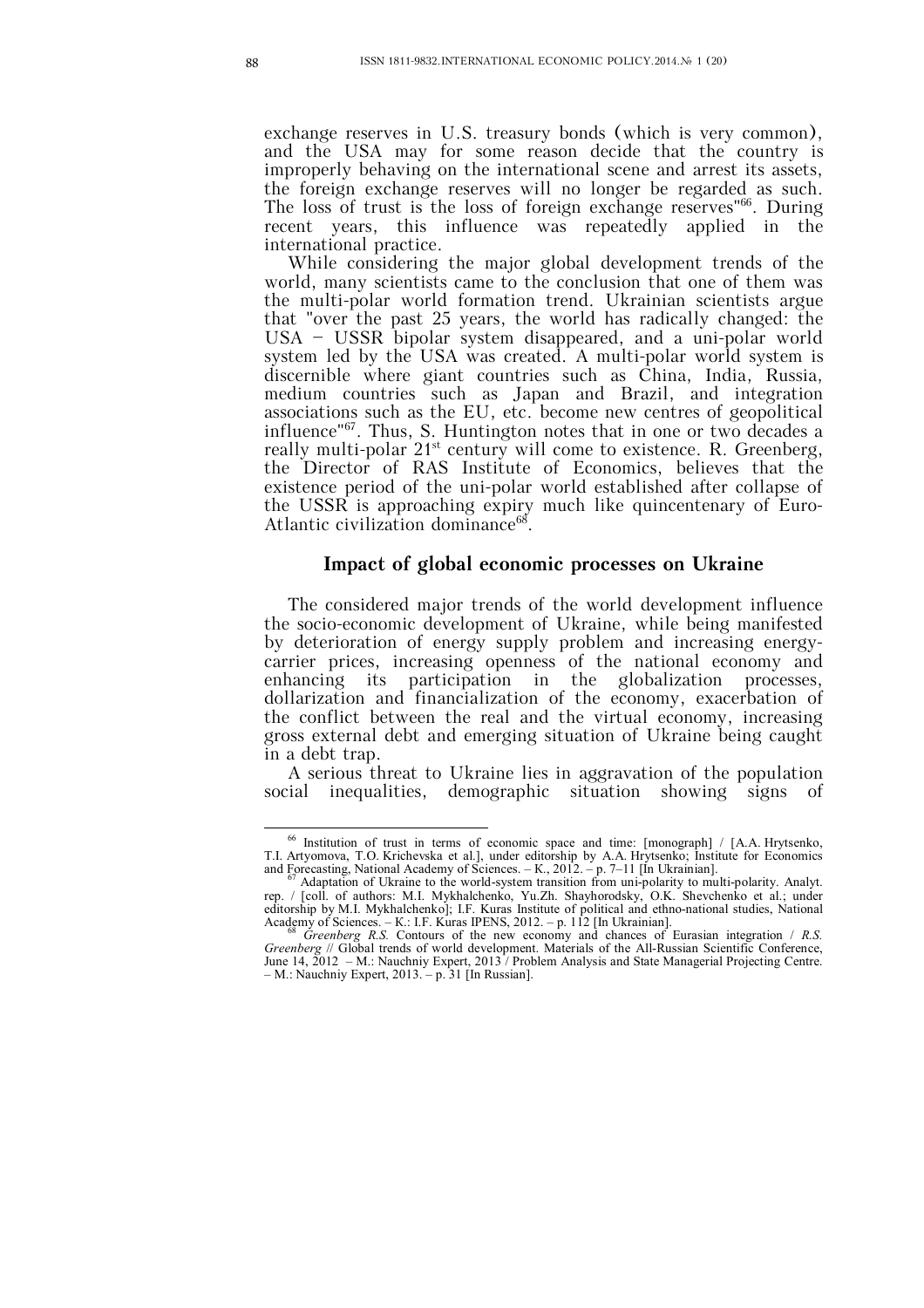exchange reserves in U.S. treasury bonds (which is very common), and the USA may for some reason decide that the country is improperly behaving on the international scene and arrest its assets, the foreign exchange reserves will no longer be regarded as such. The loss of trust is the loss of foreign exchange reserves"[66]. During recent years, this influence was repeatedly applied in the international practice.

While considering the major global development trends of the world, many scientists came to the conclusion that one of them was the multi-polar world formation trend. Ukrainian scientists argue that "over the past 25 years, the world has radically changed: the USA – USSR bipolar system disappeared, and a uni-polar world system led by the USA was created. A multi-polar world system is discernible where giant countries such as China, India, Russia, medium countries such as Japan and Brazil, and integration associations such as the EU, etc. become new centres of geopolitical influence"[67]. Thus, S. Huntington notes that in one or two decades a really multi-polar 21[st] century will come to existence. R. Greenberg, the Director of RAS Institute of Economics, believes that the existence period of the uni-polar world established after collapse of the USSR is approaching expiry much like quincentenary of Euro-Atlantic civilization dominance[68].

## Impact of global economic processes on Ukraine

The considered major trends of the world development influence the socio-economic development of Ukraine, while being manifested by deterioration of energy supply problem and increasing energy-carrier prices, increasing openness of the national economy and enhancing its participation in the globalization processes, dollarization and financialization of the economy, exacerbation of the conflict between the real and the virtual economy, increasing gross external debt and emerging situation of Ukraine being caught in a debt trap.

A serious threat to Ukraine lies in aggravation of the population social inequalities, demographic situation showing signs of

---

[66] Institution of trust in terms of economic space and time: [monograph] / [A.A. Hrytsenko, T.I. Artyomova, T.O. Krichevska et al.], under editorship by A.A. Hrytsenko; Institute for Economics and Forecasting, National Academy of Sciences. – K., 2012. – p. 7–11 [In Ukrainian].

[67] Adaptation of Ukraine to the world-system transition from uni-polarity to multi-polarity. Analyt. rep. / [coll. of authors: M.I. Mykhalchenko, Yu.Zh. Shayhorodsky, O.K. Shevchenko et al.; under editorship by M.I. Mykhalchenko]; I.F. Kuras Institute of political and ethno-national studies, National Academy of Sciences. – K.: I.F. Kuras IPENS, 2012. – p. 112 [In Ukrainian].

[68] *Greenberg R.S.* Contours of the new economy and chances of Eurasian integration / *R.S. Greenberg* // Global trends of world development. Materials of the All-Russian Scientific Conference, June 14, 2012 – M.: Nauchniy Expert, 2013 / Problem Analysis and State Managerial Projecting Centre. – M.: Nauchniy Expert, 2013. – p. 31 [In Russian].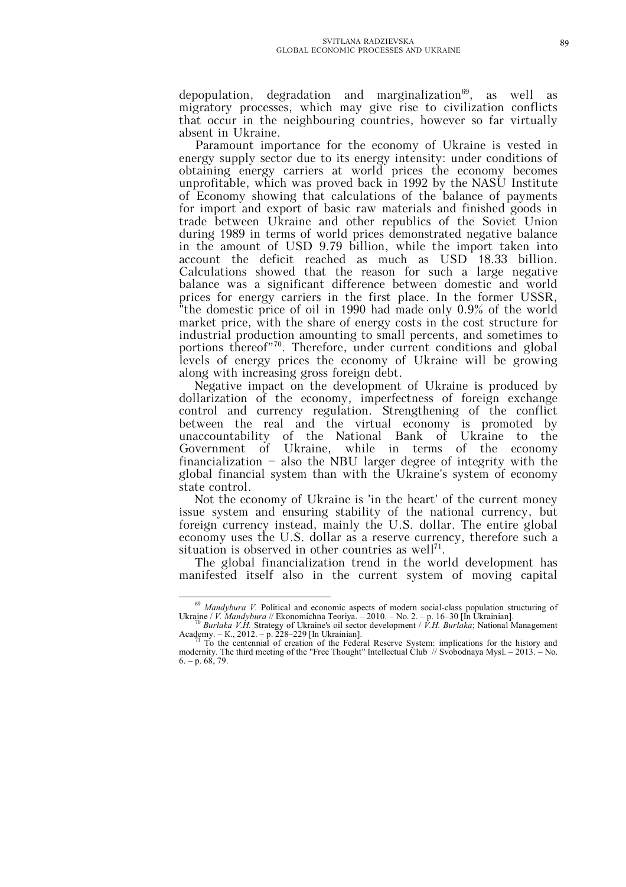depopulation, degradation and marginalization[69], as well as migratory processes, which may give rise to civilization conflicts that occur in the neighbouring countries, however so far virtually absent in Ukraine.

Paramount importance for the economy of Ukraine is vested in energy supply sector due to its energy intensity: under conditions of obtaining energy carriers at world prices the economy becomes unprofitable, which was proved back in 1992 by the NASU Institute of Economy showing that calculations of the balance of payments for import and export of basic raw materials and finished goods in trade between Ukraine and other republics of the Soviet Union during 1989 in terms of world prices demonstrated negative balance in the amount of USD 9.79 billion, while the import taken into account the deficit reached as much as USD 18.33 billion. Calculations showed that the reason for such a large negative balance was a significant difference between domestic and world prices for energy carriers in the first place. In the former USSR, "the domestic price of oil in 1990 had made only 0.9% of the world market price, with the share of energy costs in the cost structure for industrial production amounting to small percents, and sometimes to portions thereof"[70]. Therefore, under current conditions and global levels of energy prices the economy of Ukraine will be growing along with increasing gross foreign debt.

Negative impact on the development of Ukraine is produced by dollarization of the economy, imperfectness of foreign exchange control and currency regulation. Strengthening of the conflict between the real and the virtual economy is promoted by unaccountability of the National Bank of Ukraine to the Government of Ukraine, while in terms of the economy financialization – also the NBU larger degree of integrity with the global financial system than with the Ukraine's system of economy state control.

Not the economy of Ukraine is 'in the heart' of the current money issue system and ensuring stability of the national currency, but foreign currency instead, mainly the U.S. dollar. The entire global economy uses the U.S. dollar as a reserve currency, therefore such a situation is observed in other countries as well[71].

The global financialization trend in the world development has manifested itself also in the current system of moving capital

---

[69] *Mandybura V.* Political and economic aspects of modern social-class population structuring of Ukraine / *V. Mandybura* // Ekonomichna Teoriya. – 2010. – No. 2. – p. 16–30 [In Ukrainian].

[70] *Burlaka V.H.* Strategy of Ukraine's oil sector development / *V.H. Burlaka*; National Management Academy. – K., 2012. – p. 228–229 [In Ukrainian].

[71] To the centennial of creation of the Federal Reserve System: implications for the history and modernity. The third meeting of the "Free Thought" Intellectual Club // Svobodnaya Mysl. – 2013. – No. 6. – p. 68, 79.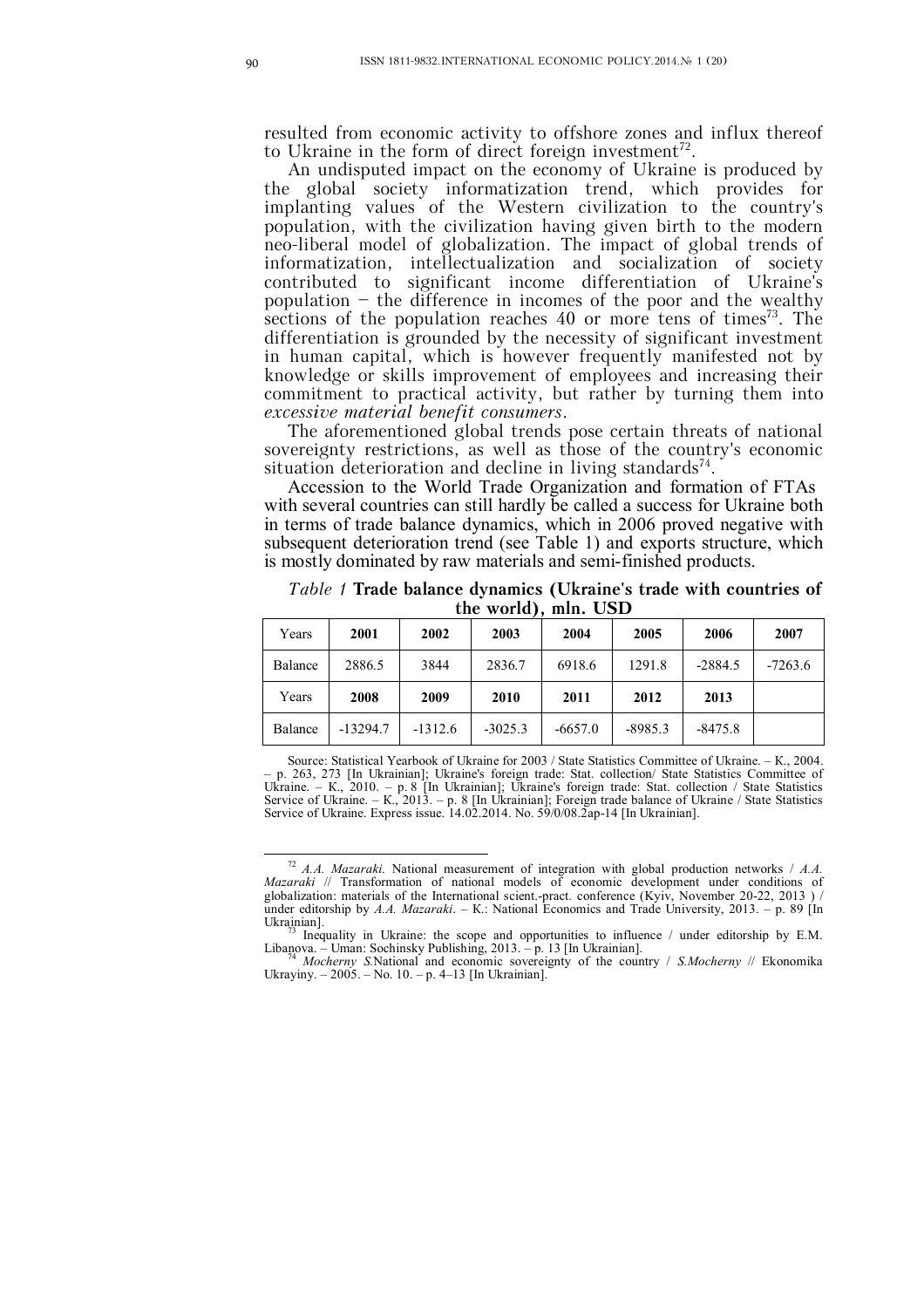resulted from economic activity to offshore zones and influx thereof to Ukraine in the form of direct foreign investment[72].

An undisputed impact on the economy of Ukraine is produced by the global society informatization trend, which provides for implanting values of the Western civilization to the country's population, with the civilization having given birth to the modern neo-liberal model of globalization. The impact of global trends of informatization, intellectualization and socialization of society contributed to significant income differentiation of Ukraine's population – the difference in incomes of the poor and the wealthy sections of the population reaches 40 or more tens of times[73]. The differentiation is grounded by the necessity of significant investment in human capital, which is however frequently manifested not by knowledge or skills improvement of employees and increasing their commitment to practical activity, but rather by turning them into *excessive material benefit consumers*.

The aforementioned global trends pose certain threats of national sovereignty restrictions, as well as those of the country's economic situation deterioration and decline in living standards[74].

Accession to the World Trade Organization and formation of FTAs with several countries can still hardly be called a success for Ukraine both in terms of trade balance dynamics, which in 2006 proved negative with subsequent deterioration trend (see Table 1) and exports structure, which is mostly dominated by raw materials and semi-finished products.

*Table 1* **Trade balance dynamics (Ukraine's trade with countries of the world), mln. USD**

| Years | **2001** | **2002** | **2003** | **2004** | **2005** | **2006** | **2007** |
|---|---|---|---|---|---|---|---|
| Balance | 2886.5 | 3844 | 2836.7 | 6918.6 | 1291.8 | -2884.5 | -7263.6 |
| Years | **2008** | **2009** | **2010** | **2011** | **2012** | **2013** | |
| Balance | -13294.7 | -1312.6 | -3025.3 | -6657.0 | -8985.3 | -8475.8 | |

Source: Statistical Yearbook of Ukraine for 2003 / State Statistics Committee of Ukraine. – K., 2004. – p. 263, 273 [In Ukrainian]; Ukraine's foreign trade: Stat. collection/ State Statistics Committee of Ukraine. – K., 2010. – p. 8 [In Ukrainian]; Ukraine's foreign trade: Stat. collection / State Statistics Service of Ukraine. – K., 2013. – p. 8 [In Ukrainian]; Foreign trade balance of Ukraine / State Statistics Service of Ukraine. Express issue. 14.02.2014. No. 59/0/08.2ap-14 [In Ukrainian].

---

[72] *A.A. Mazaraki.* National measurement of integration with global production networks / *A.A. Mazaraki* // Transformation of national models of economic development under conditions of globalization: materials of the International scient.-pract. conference (Kyiv, November 20-22, 2013 ) / under editorship by *A.A. Mazaraki*. – K.: National Economics and Trade University, 2013. – p. 89 [In Ukrainian].

[73] Inequality in Ukraine: the scope and opportunities to influence / under editorship by E.M. Libanova. – Uman: Sochinsky Publishing, 2013. – p. 13 [In Ukrainian].

[74] *Mocherny S.*National and economic sovereignty of the country / *S.Mocherny* // Ekonomika Ukrayiny. – 2005. – No. 10. – p. 4–13 [In Ukrainian].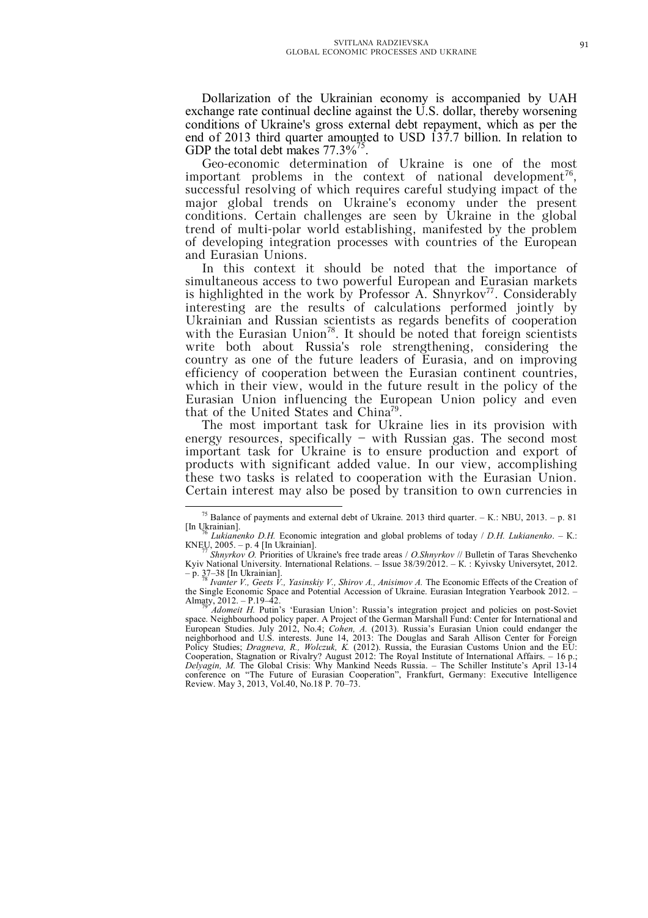Dollarization of the Ukrainian economy is accompanied by UAH exchange rate continual decline against the U.S. dollar, thereby worsening conditions of Ukraine's gross external debt repayment, which as per the end of 2013 third quarter amounted to USD 137.7 billion. In relation to GDP the total debt makes 77.3%[75].

Geo-economic determination of Ukraine is one of the most important problems in the context of national development[76], successful resolving of which requires careful studying impact of the major global trends on Ukraine's economy under the present conditions. Certain challenges are seen by Ukraine in the global trend of multi-polar world establishing, manifested by the problem of developing integration processes with countries of the European and Eurasian Unions.

In this context it should be noted that the importance of simultaneous access to two powerful European and Eurasian markets is highlighted in the work by Professor A. Shnyrkov[77]. Considerably interesting are the results of calculations performed jointly by Ukrainian and Russian scientists as regards benefits of cooperation with the Eurasian Union[78]. It should be noted that foreign scientists write both about Russia's role strengthening, considering the country as one of the future leaders of Eurasia, and on improving efficiency of cooperation between the Eurasian continent countries, which in their view, would in the future result in the policy of the Eurasian Union influencing the European Union policy and even that of the United States and China[79].

The most important task for Ukraine lies in its provision with energy resources, specifically – with Russian gas. The second most important task for Ukraine is to ensure production and export of products with significant added value. In our view, accomplishing these two tasks is related to cooperation with the Eurasian Union. Certain interest may also be posed by transition to own currencies in

---

[75] Balance of payments and external debt of Ukraine. 2013 third quarter. – K.: NBU, 2013. – p. 81 [In Ukrainian].

[76] *Lukianenko D.H.* Economic integration and global problems of today / *D.H. Lukianenko*. – K.: KNEU, 2005. – p. 4 [In Ukrainian].

[77] *Shnyrkov O.* Priorities of Ukraine's free trade areas / *O.Shnyrkov* // Bulletin of Taras Shevchenko Kyiv National University. International Relations. – Issue 38/39/2012. – K. : Kyivsky Universytet, 2012. – p. 37–38 [In Ukrainian].

[78] *Ivanter V., Geets V., Yasinskiy V., Shirov A., Anisimov A.* The Economic Effects of the Creation of the Single Economic Space and Potential Accession of Ukraine. Eurasian Integration Yearbook 2012. – Almaty, 2012. – P.19–42.

[79] *Adomeit H.* Putin's 'Eurasian Union': Russia's integration project and policies on post-Soviet space. Neighbourhood policy paper. A Project of the German Marshall Fund: Center for International and European Studies. July 2012, No.4; *Cohen, A.* (2013). Russia's Eurasian Union could endanger the neighborhood and U.S. interests. June 14, 2013: The Douglas and Sarah Allison Center for Foreign Policy Studies; *Dragneva, R., Wolczuk, K.* (2012). Russia, the Eurasian Customs Union and the EU: Cooperation, Stagnation or Rivalry? August 2012: The Royal Institute of International Affairs. – 16 p.; *Delyagin, M.* The Global Crisis: Why Mankind Needs Russia. – The Schiller Institute's April 13-14 conference on "The Future of Eurasian Cooperation", Frankfurt, Germany: Executive Intelligence Review. May 3, 2013, Vol.40, No.18 P. 70–73.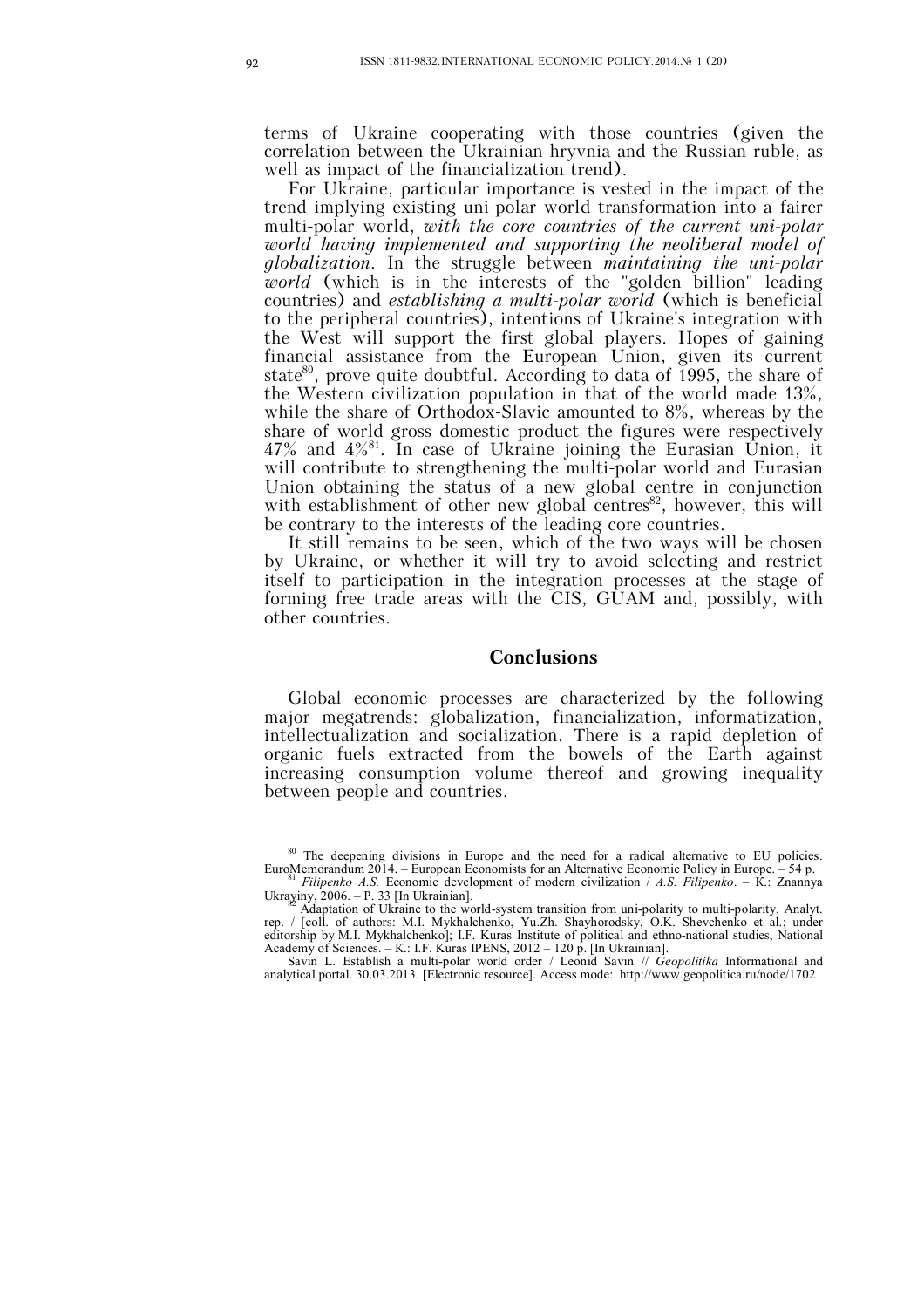terms of Ukraine cooperating with those countries (given the correlation between the Ukrainian hryvnia and the Russian ruble, as well as impact of the financialization trend).

For Ukraine, particular importance is vested in the impact of the trend implying existing uni-polar world transformation into a fairer multi-polar world, *with the core countries of the current uni-polar world having implemented and supporting the neoliberal model of globalization*. In the struggle between *maintaining the uni-polar world* (which is in the interests of the "golden billion" leading countries) and *establishing a multi-polar world* (which is beneficial to the peripheral countries), intentions of Ukraine's integration with the West will support the first global players. Hopes of gaining financial assistance from the European Union, given its current state[80], prove quite doubtful. According to data of 1995, the share of the Western civilization population in that of the world made 13%, while the share of Orthodox-Slavic amounted to 8%, whereas by the share of world gross domestic product the figures were respectively 47% and 4%[81]. In case of Ukraine joining the Eurasian Union, it will contribute to strengthening the multi-polar world and Eurasian Union obtaining the status of a new global centre in conjunction with establishment of other new global centres[82], however, this will be contrary to the interests of the leading core countries.

It still remains to be seen, which of the two ways will be chosen by Ukraine, or whether it will try to avoid selecting and restrict itself to participation in the integration processes at the stage of forming free trade areas with the CIS, GUAM and, possibly, with other countries.

## Conclusions

Global economic processes are characterized by the following major megatrends: globalization, financialization, informatization, intellectualization and socialization. There is a rapid depletion of organic fuels extracted from the bowels of the Earth against increasing consumption volume thereof and growing inequality between people and countries.

---

[80] The deepening divisions in Europe and the need for a radical alternative to EU policies. EuroMemorandum 2014. – European Economists for an Alternative Economic Policy in Europe. – 54 p.

[81] *Filipenko A.S.* Economic development of modern civilization / *A.S. Filipenko*. – K.: Znannya Ukrayiny, 2006. – P. 33 [In Ukrainian].

[82] Adaptation of Ukraine to the world-system transition from uni-polarity to multi-polarity. Analyt. rep. / [coll. of authors: M.I. Mykhalchenko, Yu.Zh. Shayhorodsky, O.K. Shevchenko et al.; under editorship by M.I. Mykhalchenko]; I.F. Kuras Institute of political and ethno-national studies, National Academy of Sciences. – K.: I.F. Kuras IPENS, 2012 – 120 p. [In Ukrainian].

Savin L. Establish a multi-polar world order / Leonid Savin // *Geopolitika* Informational and analytical portal. 30.03.2013. [Electronic resource]. Access mode: http://www.geopolitica.ru/node/1702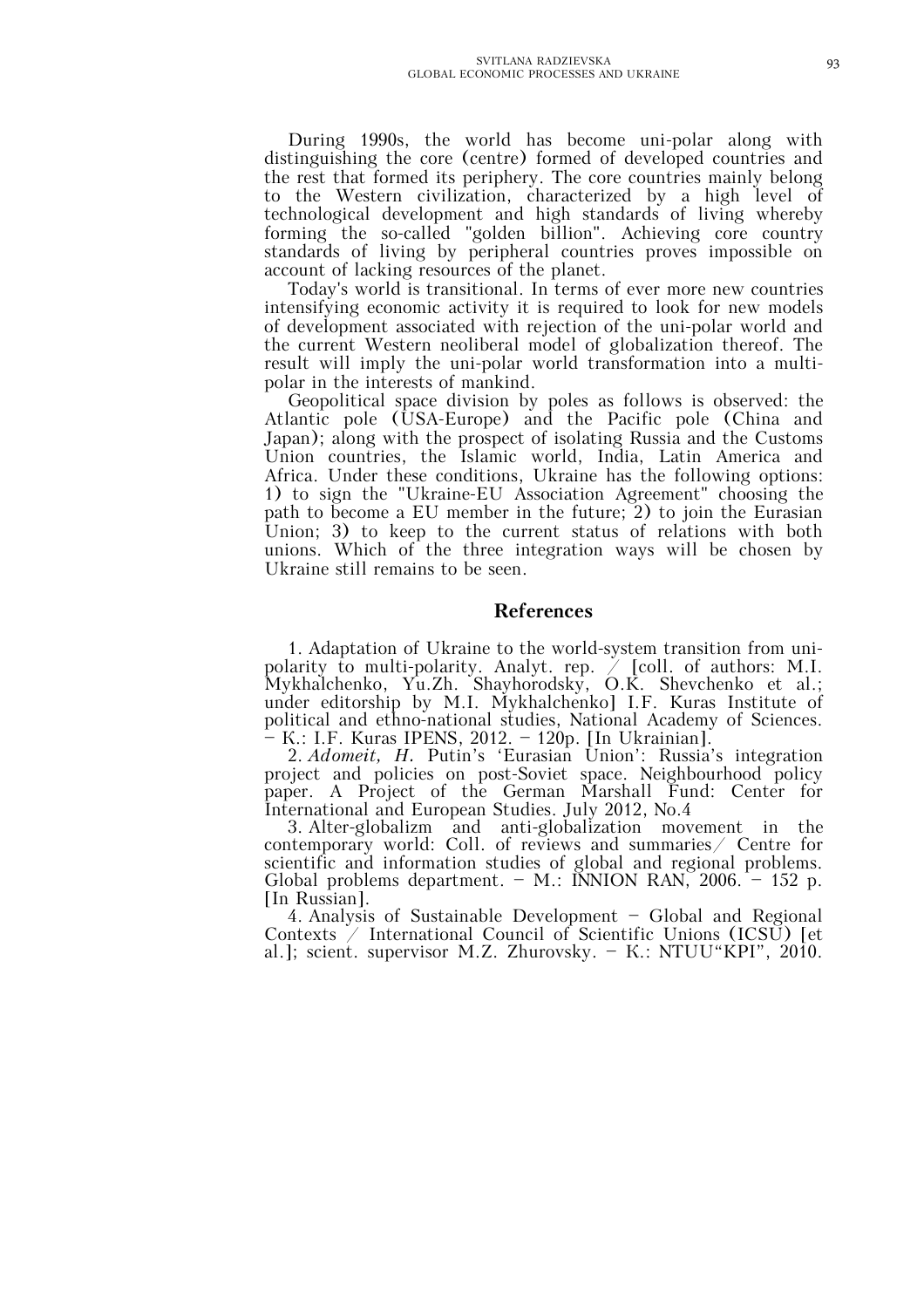During 1990s, the world has become uni-polar along with distinguishing the core (centre) formed of developed countries and the rest that formed its periphery. The core countries mainly belong to the Western civilization, characterized by a high level of technological development and high standards of living whereby forming the so-called "golden billion". Achieving core country standards of living by peripheral countries proves impossible on account of lacking resources of the planet.

Today's world is transitional. In terms of ever more new countries intensifying economic activity it is required to look for new models of development associated with rejection of the uni-polar world and the current Western neoliberal model of globalization thereof. The result will imply the uni-polar world transformation into a multi-polar in the interests of mankind.

Geopolitical space division by poles as follows is observed: the Atlantic pole (USA-Europe) and the Pacific pole (China and Japan); along with the prospect of isolating Russia and the Customs Union countries, the Islamic world, India, Latin America and Africa. Under these conditions, Ukraine has the following options: 1) to sign the "Ukraine-EU Association Agreement" choosing the path to become a EU member in the future; 2) to join the Eurasian Union; 3) to keep to the current status of relations with both unions. Which of the three integration ways will be chosen by Ukraine still remains to be seen.

## References

1. Adaptation of Ukraine to the world-system transition from uni-polarity to multi-polarity. Analyt. rep. / [coll. of authors: M.I. Mykhalchenko, Yu.Zh. Shayhorodsky, O.K. Shevchenko et al.; under editorship by M.I. Mykhalchenko] I.F. Kuras Institute of political and ethno-national studies, National Academy of Sciences. – K.: I.F. Kuras IPENS, 2012. – 120p. [In Ukrainian].

2. *Adomeit, H.* Putin's 'Eurasian Union': Russia's integration project and policies on post-Soviet space. Neighbourhood policy paper. A Project of the German Marshall Fund: Center for International and European Studies. July 2012, No.4

3. Alter-globalizm and anti-globalization movement in the contemporary world: Coll. of reviews and summaries/ Centre for scientific and information studies of global and regional problems. Global problems department. – M.: INNION RAN, 2006. – 152 p. [In Russian].

4. Analysis of Sustainable Development – Global and Regional Contexts / International Council of Scientific Unions (ICSU) [et al.]; scient. supervisor M.Z. Zhurovsky. – K.: NTUU"KPI", 2010.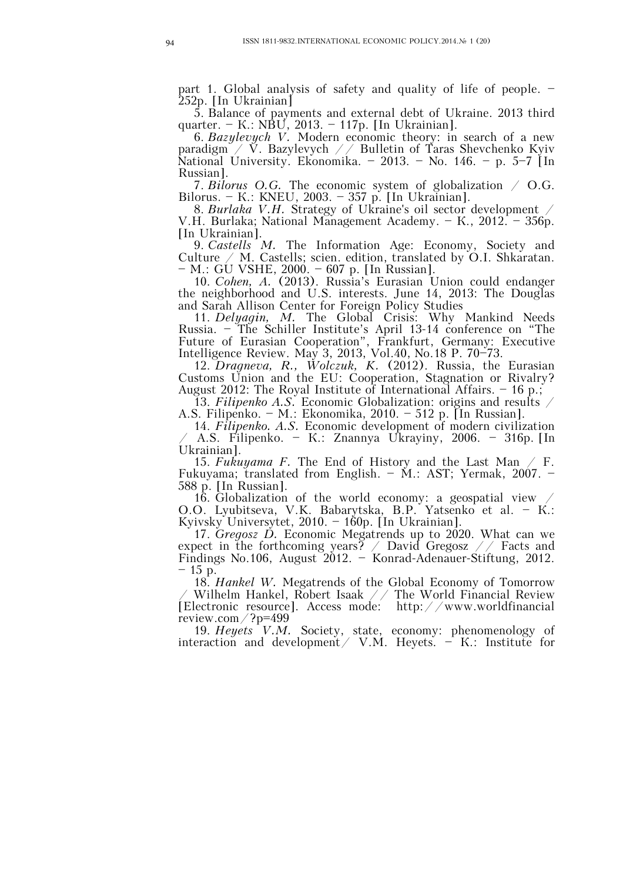part 1. Global analysis of safety and quality of life of people. – 252p. [In Ukrainian]

5. Balance of payments and external debt of Ukraine. 2013 third quarter. – K.: NBU, 2013. – 117p. [In Ukrainian].

6. *Bazylevych V.* Modern economic theory: in search of a new paradigm / V. Bazylevych // Bulletin of Taras Shevchenko Kyiv National University. Ekonomika. – 2013. – No. 146. – p. 5–7 [In Russian].

7. *Bilorus O.G.* The economic system of globalization / O.G. Bilorus. – K.: KNEU, 2003. – 357 p. [In Ukrainian].

8. *Burlaka V.H.* Strategy of Ukraine's oil sector development / V.H. Burlaka; National Management Academy. – K., 2012. – 356p. [In Ukrainian].

9. *Castells M.* The Information Age: Economy, Society and Culture / M. Castells; scien. edition, translated by O.I. Shkaratan. – M.: GU VSHE, 2000. – 607 p. [In Russian].

10. *Cohen, A.* (2013). Russia's Eurasian Union could endanger the neighborhood and U.S. interests. June 14, 2013: The Douglas and Sarah Allison Center for Foreign Policy Studies

11. *Delyagin, M.* The Global Crisis: Why Mankind Needs Russia. – The Schiller Institute's April 13-14 conference on "The Future of Eurasian Cooperation", Frankfurt, Germany: Executive Intelligence Review. May 3, 2013, Vol.40, No.18 P. 70–73.

12. *Dragneva, R., Wolczuk, K.* (2012). Russia, the Eurasian Customs Union and the EU: Cooperation, Stagnation or Rivalry? August 2012: The Royal Institute of International Affairs. – 16 p.;

13. *Filipenko A.S.* Economic Globalization: origins and results / A.S. Filipenko. – M.: Ekonomika, 2010. – 512 p. [In Russian].

14. *Filipenko. A.S.* Economic development of modern civilization / A.S. Filipenko. – K.: Znannya Ukrayiny, 2006. – 316p. [In Ukrainian].

15. *Fukuyama F.* The End of History and the Last Man / F. Fukuyama; translated from English. – M.: AST; Yermak, 2007. – 588 p. [In Russian].

16. Globalization of the world economy: a geospatial view / O.O. Lyubitseva, V.K. Babarytska, B.P. Yatsenko et al. – K.: Kyivsky Universytet, 2010. – 160p. [In Ukrainian].

17. *Gregosz D.* Economic Megatrends up to 2020. What can we expect in the forthcoming years? / David Gregosz // Facts and Findings No.106, August 2012. – Konrad-Adenauer-Stiftung, 2012. – 15 p.

18. *Hankel W.* Megatrends of the Global Economy of Tomorrow / Wilhelm Hankel, Robert Isaak // The World Financial Review [Electronic resource]. Access mode: http://www.worldfinancialreview.com/?p=499

19. *Heyets V.M.* Society, state, economy: phenomenology of interaction and development/ V.M. Heyets. – K.: Institute for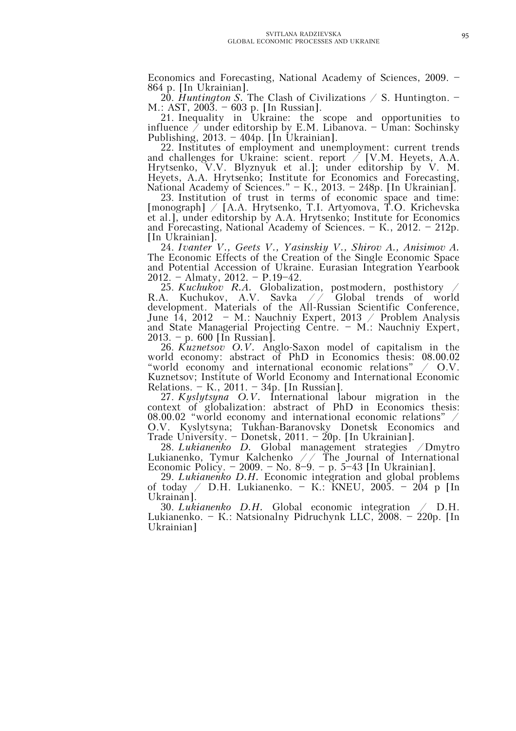Economics and Forecasting, National Academy of Sciences, 2009. – 864 p. [In Ukrainian].

20. *Huntington S.* The Clash of Civilizations / S. Huntington. – M.: AST, 2003. – 603 p. [In Russian].

21. Inequality in Ukraine: the scope and opportunities to influence / under editorship by E.M. Libanova. – Uman: Sochinsky Publishing, 2013. – 404p. [In Ukrainian].

22. Institutes of employment and unemployment: current trends and challenges for Ukraine: scient. report / [V.M. Heyets, A.A. Hrytsenko, V.V. Blyznyuk et al.]; under editorship by V. M. Heyets, A.A. Hrytsenko; Institute for Economics and Forecasting, National Academy of Sciences." – K., 2013. – 248p. [In Ukrainian].

23. Institution of trust in terms of economic space and time: [monograph] / [A.A. Hrytsenko, T.I. Artyomova, T.O. Krichevska et al.], under editorship by A.A. Hrytsenko; Institute for Economics and Forecasting, National Academy of Sciences. – K., 2012. – 212p. [In Ukrainian].

24. *Ivanter V., Geets V., Yasinskiy V., Shirov A., Anisimov A.* The Economic Effects of the Creation of the Single Economic Space and Potential Accession of Ukraine. Eurasian Integration Yearbook 2012. – Almaty, 2012. – P.19–42.

25. *Kuchukov R.A.* Globalization, postmodern, posthistory / R.A. Kuchukov, A.V. Savka // Global trends of world development. Materials of the All-Russian Scientific Conference, June 14, 2012 – M.: Nauchniy Expert, 2013 / Problem Analysis and State Managerial Projecting Centre. – M.: Nauchniy Expert, 2013. – p. 600 [In Russian].

26. *Kuznetsov O.V.* Anglo-Saxon model of capitalism in the world economy: abstract of PhD in Economics thesis: 08.00.02 "world economy and international economic relations" / O.V. Kuznetsov; Institute of World Economy and International Economic Relations. – K., 2011. – 34p. [In Russian].

27. *Kyslytsyna O.V.* International labour migration in the context of globalization: abstract of PhD in Economics thesis: 08.00.02 "world economy and international economic relations" / O.V. Kyslytsyna; Tukhan-Baranovsky Donetsk Economics and Trade University. – Donetsk, 2011. – 20p. [In Ukrainian].

28. *Lukianenko D.* Global management strategies /Dmytro Lukianenko, Tymur Kalchenko // The Journal of International Economic Policy. – 2009. – No. 8–9. – p. 5–43 [In Ukrainian].

29. *Lukianenko D.H.* Economic integration and global problems of today / D.H. Lukianenko. – K.: KNEU, 2005. – 204 p [In Ukrainan].

30. *Lukianenko D.H.* Global economic integration / D.H. Lukianenko. – K.: Natsionalny Pidruchynk LLC, 2008. – 220p. [In Ukrainian]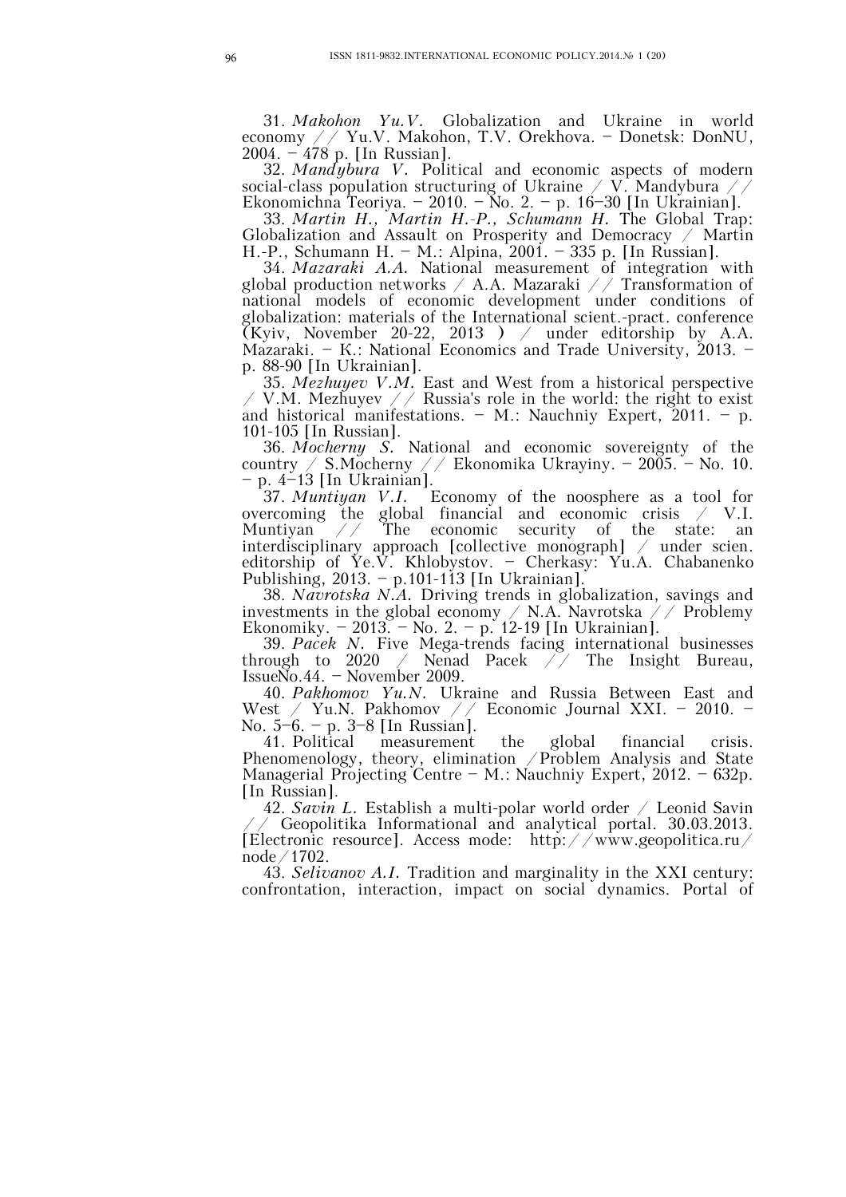31. *Makohon Yu.V.* Globalization and Ukraine in world economy // Yu.V. Makohon, T.V. Orekhova. – Donetsk: DonNU, 2004. – 478 p. [In Russian].

32. *Mandybura V.* Political and economic aspects of modern social-class population structuring of Ukraine / V. Mandybura // Ekonomichna Teoriya. – 2010. – No. 2. – p. 16–30 [In Ukrainian].

33. *Martin H., Martin H.-P., Schumann H.* The Global Trap: Globalization and Assault on Prosperity and Democracy / Martin H.-P., Schumann H. – M.: Alpina, 2001. – 335 p. [In Russian].

34. *Mazaraki A.A.* National measurement of integration with global production networks / A.A. Mazaraki // Transformation of national models of economic development under conditions of globalization: materials of the International scient.-pract. conference (Kyiv, November 20-22, 2013 ) / under editorship by A.A. Mazaraki. – K.: National Economics and Trade University, 2013. – p. 88-90 [In Ukrainian].

35. *Mezhuyev V.M.* East and West from a historical perspective / V.M. Mezhuyev // Russia's role in the world: the right to exist and historical manifestations. – M.: Nauchniy Expert, 2011. – p. 101-105 [In Russian].

36. *Mocherny S.* National and economic sovereignty of the country / S.Mocherny // Ekonomika Ukrayiny. – 2005. – No. 10. – p. 4–13 [In Ukrainian].

37. *Muntiyan V.I.* Economy of the noosphere as a tool for overcoming the global financial and economic crisis / V.I. Muntiyan // The economic security of the state: an interdisciplinary approach [collective monograph] / under scien. editorship of Ye.V. Khlobystov. – Cherkasy: Yu.A. Chabanenko Publishing, 2013. – p.101-113 [In Ukrainian].

38. *Navrotska N.A.* Driving trends in globalization, savings and investments in the global economy / N.A. Navrotska // Problemy Ekonomiky. – 2013. – No. 2. – p. 12-19 [In Ukrainian].

39. *Pacek N.* Five Mega-trends facing international businesses through to 2020 / Nenad Pacek // The Insight Bureau, IssueNo.44. – November 2009.

40. *Pakhomov Yu.N.* Ukraine and Russia Between East and West / Yu.N. Pakhomov // Economic Journal XXI. – 2010. – No. 5–6. – p. 3–8 [In Russian].

41. Political measurement the global financial crisis. Phenomenology, theory, elimination /Problem Analysis and State Managerial Projecting Centre – M.: Nauchniy Expert, 2012. – 632p. [In Russian].

42. *Savin L.* Establish a multi-polar world order / Leonid Savin // Geopolitika Informational and analytical portal. 30.03.2013. [Electronic resource]. Access mode: http://www.geopolitica.ru/node/1702.

43. *Selivanov A.I.* Tradition and marginality in the XXI century: confrontation, interaction, impact on social dynamics. Portal of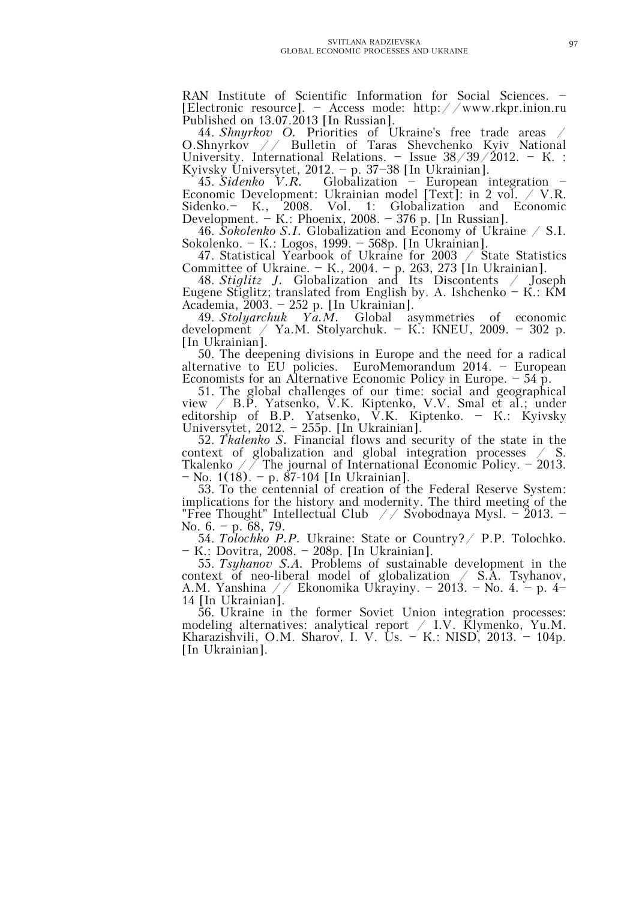RAN Institute of Scientific Information for Social Sciences. – [Electronic resource]. – Access mode: http://www.rkpr.inion.ru Published on 13.07.2013 [In Russian].

44. *Shnyrkov O.* Priorities of Ukraine's free trade areas / O.Shnyrkov // Bulletin of Taras Shevchenko Kyiv National University. International Relations. – Issue 38/39/2012. – K. : Kyivsky Universytet, 2012. – p. 37–38 [In Ukrainian].

45. *Sidenko V.R.* Globalization – European integration – Economic Development: Ukrainian model [Text]: in 2 vol. / V.R. Sidenko.– K., 2008. Vol. 1: Globalization and Economic Development. – K.: Phoenix, 2008. – 376 p. [In Russian].

46. *Sokolenko S.I.* Globalization and Economy of Ukraine / S.I. Sokolenko. – K.: Logos, 1999. – 568p. [In Ukrainian].

47. Statistical Yearbook of Ukraine for 2003 / State Statistics Committee of Ukraine. – K., 2004. – p. 263, 273 [In Ukrainian].

48. *Stiglitz J.* Globalization and Its Discontents / Joseph Eugene Stiglitz; translated from English by. A. Ishchenko – K.: KM Academia, 2003. – 252 p. [In Ukrainian].

49. *Stolyarchuk Ya.M.* Global asymmetries of economic development / Ya.M. Stolyarchuk. – K.: KNEU, 2009. – 302 p. [In Ukrainian].

50. The deepening divisions in Europe and the need for a radical alternative to EU policies. EuroMemorandum 2014. – European Economists for an Alternative Economic Policy in Europe. – 54 p.

51. The global challenges of our time: social and geographical view / B.P. Yatsenko, V.K. Kiptenko, V.V. Smal et al.; under editorship of B.P. Yatsenko, V.K. Kiptenko. – K.: Kyivsky Universytet, 2012. – 255p. [In Ukrainian].

52. *Tkalenko S.* Financial flows and security of the state in the context of globalization and global integration processes / S. Tkalenko // The journal of International Economic Policy. – 2013. – No. 1(18). – p. 87-104 [In Ukrainian].

53. To the centennial of creation of the Federal Reserve System: implications for the history and modernity. The third meeting of the "Free Thought" Intellectual Club // Svobodnaya Mysl. – 2013. – No. 6. – p. 68, 79.

54. *Tolochko P.P.* Ukraine: State or Country?/ P.P. Tolochko. – K.: Dovitra, 2008. – 208p. [In Ukrainian].

55. *Tsyhanov S.A.* Problems of sustainable development in the context of neo-liberal model of globalization / S.A. Tsyhanov, A.M. Yanshina // Ekonomika Ukrayiny. – 2013. – No. 4. – p. 4–14 [In Ukrainian].

56. Ukraine in the former Soviet Union integration processes: modeling alternatives: analytical report / I.V. Klymenko, Yu.M. Kharazishvili, O.M. Sharov, I. V. Us. – K.: NISD, 2013. – 104p. [In Ukrainian].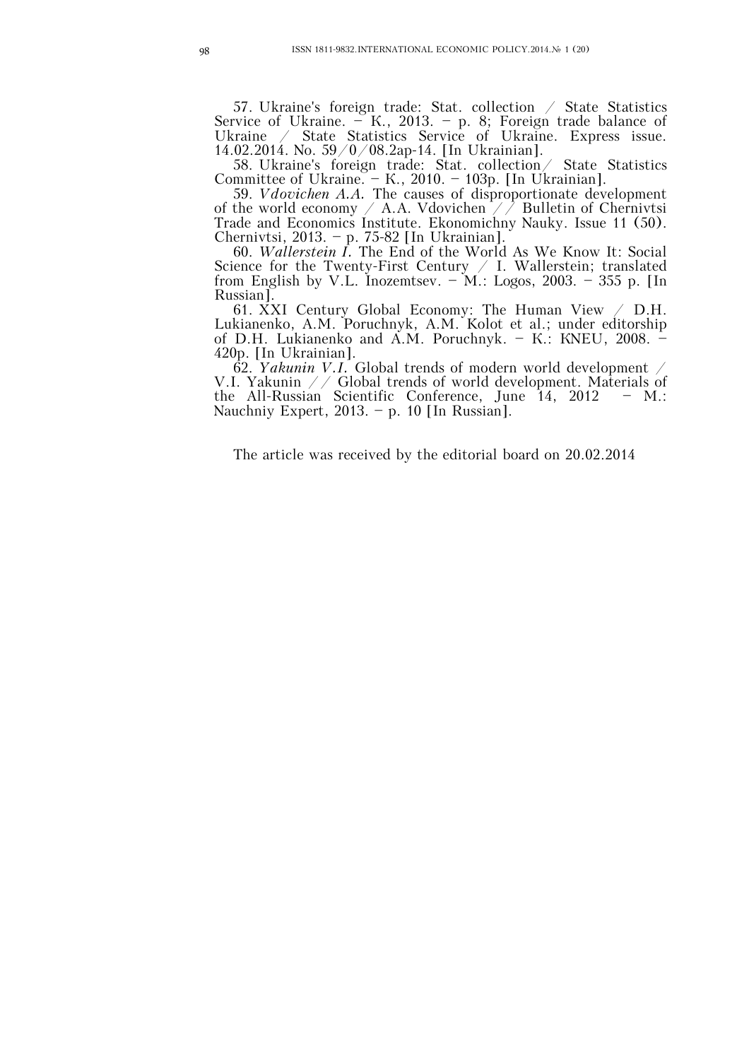57. Ukraine's foreign trade: Stat. collection / State Statistics Service of Ukraine. – K., 2013. – p. 8; Foreign trade balance of Ukraine / State Statistics Service of Ukraine. Express issue. 14.02.2014. No. 59/0/08.2ap-14. [In Ukrainian].

58. Ukraine's foreign trade: Stat. collection/ State Statistics Committee of Ukraine. – K., 2010. – 103p. [In Ukrainian].

59. *Vdovichen A.A.* The causes of disproportionate development of the world economy / A.A. Vdovichen // Bulletin of Chernivtsi Trade and Economics Institute. Ekonomichny Nauky. Issue 11 (50). Chernivtsi, 2013. – p. 75-82 [In Ukrainian].

60. *Wallerstein I.* The End of the World As We Know It: Social Science for the Twenty-First Century / I. Wallerstein; translated from English by V.L. Inozemtsev. – M.: Logos, 2003. – 355 p. [In Russian].

61. XXI Century Global Economy: The Human View / D.H. Lukianenko, A.M. Poruchnyk, A.M. Kolot et al.; under editorship of D.H. Lukianenko and A.M. Poruchnyk. – K.: KNEU, 2008. – 420p. [In Ukrainian].

62. *Yakunin V.I.* Global trends of modern world development / V.I. Yakunin // Global trends of world development. Materials of the All-Russian Scientific Conference, June 14, 2012 – M.: Nauchniy Expert, 2013. – p. 10 [In Russian].

The article was received by the editorial board on 20.02.2014